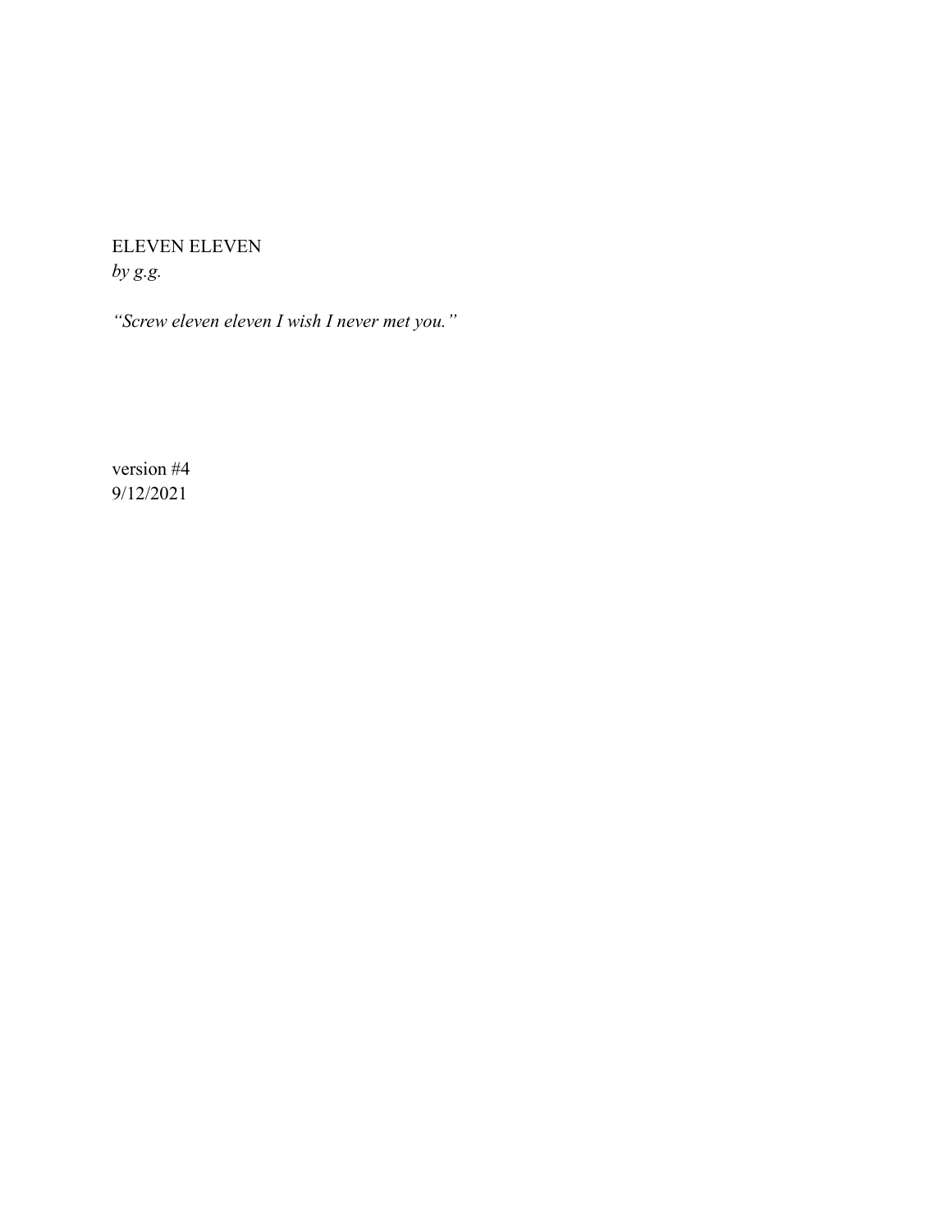ELEVEN ELEVEN
*by g.g.*

*"Screw eleven eleven I wish I never met you."*

version #4
9/12/2021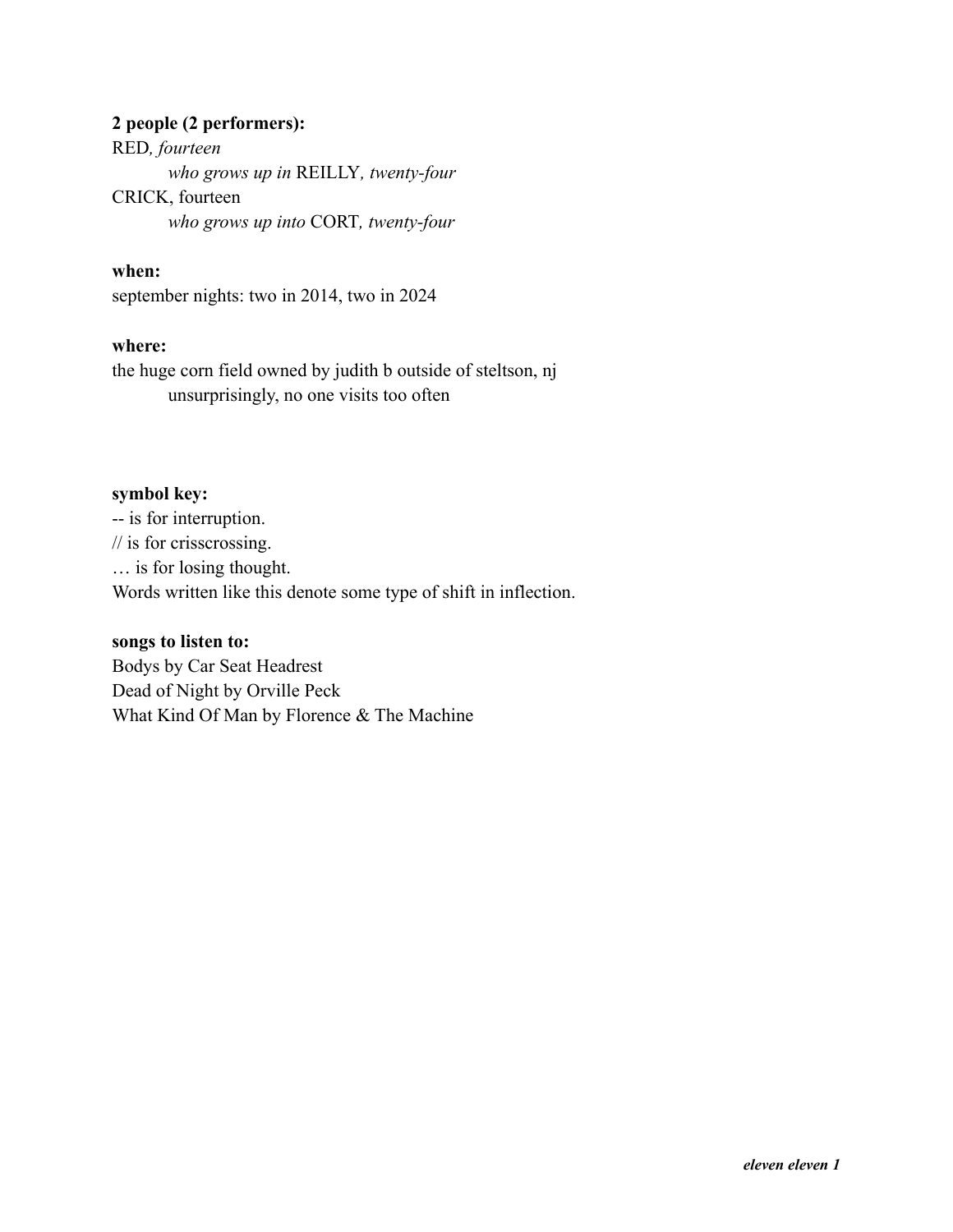**2 people (2 performers):**

RED*, fourteen*

*who grows up in* REILLY*, twenty-four*

CRICK, fourteen

*who grows up into* CORT*, twenty-four*

**when:**

september nights: two in 2014, two in 2024

**where:**

the huge corn field owned by judith b outside of steltson, nj

unsurprisingly, no one visits too often

**symbol key:**

-- is for interruption.

// is for crisscrossing.

… is for losing thought.

Words written like this denote some type of shift in inflection.

**songs to listen to:**

Bodys by Car Seat Headrest

Dead of Night by Orville Peck

What Kind Of Man by Florence & The Machine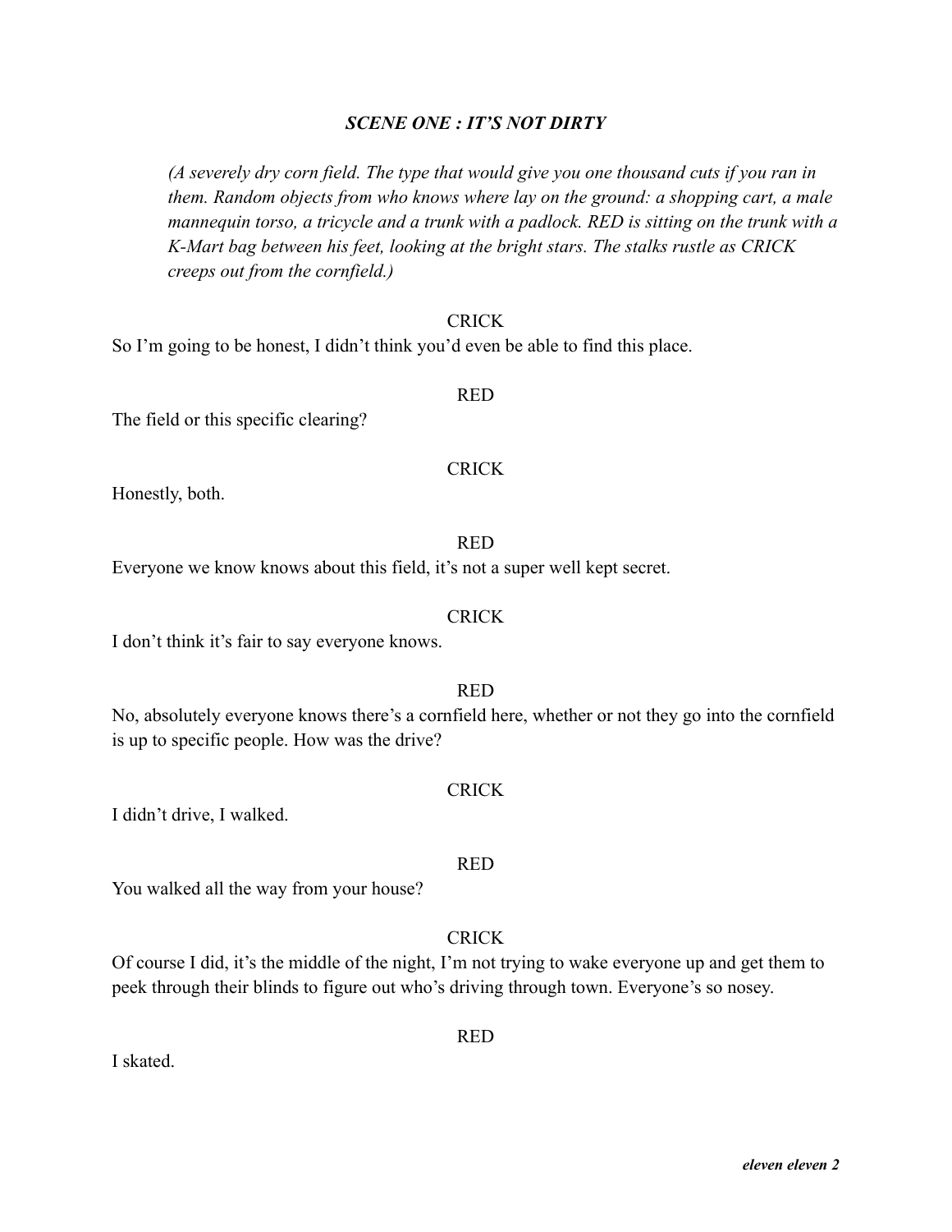### *SCENE ONE : IT'S NOT DIRTY*

*(A severely dry corn field. The type that would give you one thousand cuts if you ran in them. Random objects from who knows where lay on the ground: a shopping cart, a male mannequin torso, a tricycle and a trunk with a padlock. RED is sitting on the trunk with a K-Mart bag between his feet, looking at the bright stars. The stalks rustle as CRICK creeps out from the cornfield.)*

CRICK

So I'm going to be honest, I didn't think you'd even be able to find this place.

RED

The field or this specific clearing?

CRICK

Honestly, both.

RED

Everyone we know knows about this field, it's not a super well kept secret.

CRICK

I don't think it's fair to say everyone knows.

RED

No, absolutely everyone knows there's a cornfield here, whether or not they go into the cornfield is up to specific people. How was the drive?

CRICK

I didn't drive, I walked.

RED

You walked all the way from your house?

CRICK

Of course I did, it's the middle of the night, I'm not trying to wake everyone up and get them to peek through their blinds to figure out who's driving through town. Everyone's so nosey.

RED

I skated.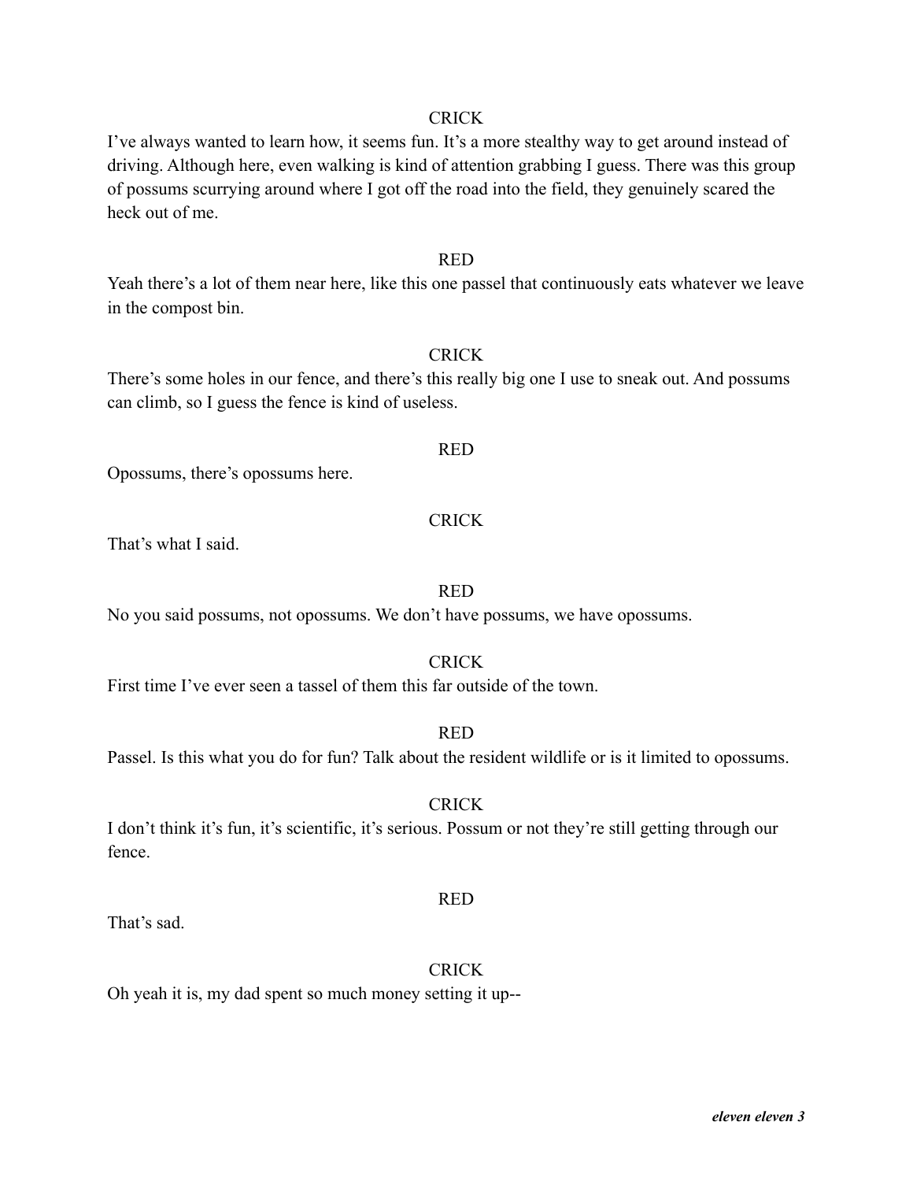CRICK

I've always wanted to learn how, it seems fun. It's a more stealthy way to get around instead of driving. Although here, even walking is kind of attention grabbing I guess. There was this group of possums scurrying around where I got off the road into the field, they genuinely scared the heck out of me.

RED

Yeah there's a lot of them near here, like this one passel that continuously eats whatever we leave in the compost bin.

CRICK

There's some holes in our fence, and there's this really big one I use to sneak out. And possums can climb, so I guess the fence is kind of useless.

RED

Opossums, there's opossums here.

CRICK

That's what I said.

RED

No you said possums, not opossums. We don't have possums, we have opossums.

CRICK

First time I've ever seen a tassel of them this far outside of the town.

RED

Passel. Is this what you do for fun? Talk about the resident wildlife or is it limited to opossums.

CRICK

I don't think it's fun, it's scientific, it's serious. Possum or not they're still getting through our fence.

RED

That's sad.

CRICK

Oh yeah it is, my dad spent so much money setting it up--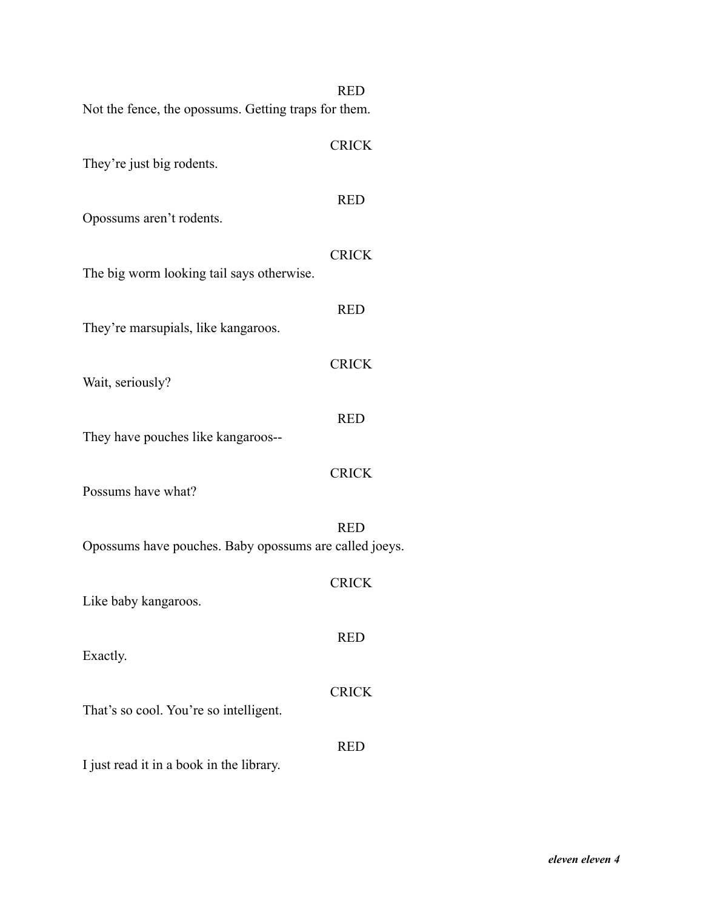RED

Not the fence, the opossums. Getting traps for them.

CRICK

They're just big rodents.

RED

Opossums aren't rodents.

CRICK

The big worm looking tail says otherwise.

RED

They're marsupials, like kangaroos.

CRICK

Wait, seriously?

RED

They have pouches like kangaroos--

CRICK

Possums have what?

RED

Opossums have pouches. Baby opossums are called joeys.

CRICK

Like baby kangaroos.

RED

Exactly.

CRICK

That's so cool. You're so intelligent.

RED

I just read it in a book in the library.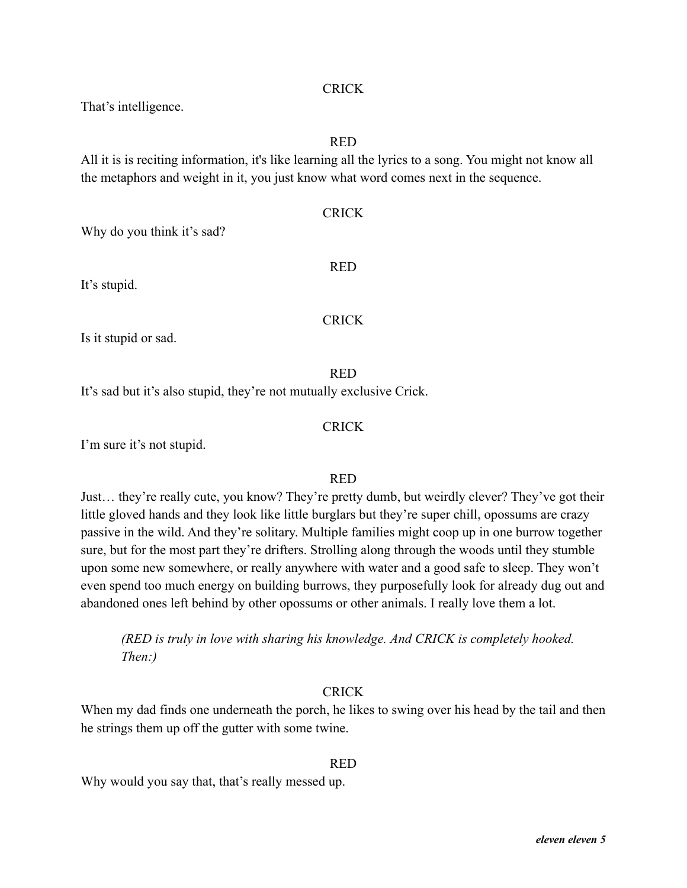CRICK

That's intelligence.

RED

All it is is reciting information, it's like learning all the lyrics to a song. You might not know all the metaphors and weight in it, you just know what word comes next in the sequence.

CRICK

Why do you think it's sad?

RED

It's stupid.

CRICK

Is it stupid or sad.

RED

It's sad but it's also stupid, they're not mutually exclusive Crick.

CRICK

I'm sure it's not stupid.

RED

Just… they're really cute, you know? They're pretty dumb, but weirdly clever? They've got their little gloved hands and they look like little burglars but they're super chill, opossums are crazy passive in the wild. And they're solitary. Multiple families might coop up in one burrow together sure, but for the most part they're drifters. Strolling along through the woods until they stumble upon some new somewhere, or really anywhere with water and a good safe to sleep. They won't even spend too much energy on building burrows, they purposefully look for already dug out and abandoned ones left behind by other opossums or other animals. I really love them a lot.

> *(RED is truly in love with sharing his knowledge. And CRICK is completely hooked. Then:)*

CRICK

When my dad finds one underneath the porch, he likes to swing over his head by the tail and then he strings them up off the gutter with some twine.

RED

Why would you say that, that's really messed up.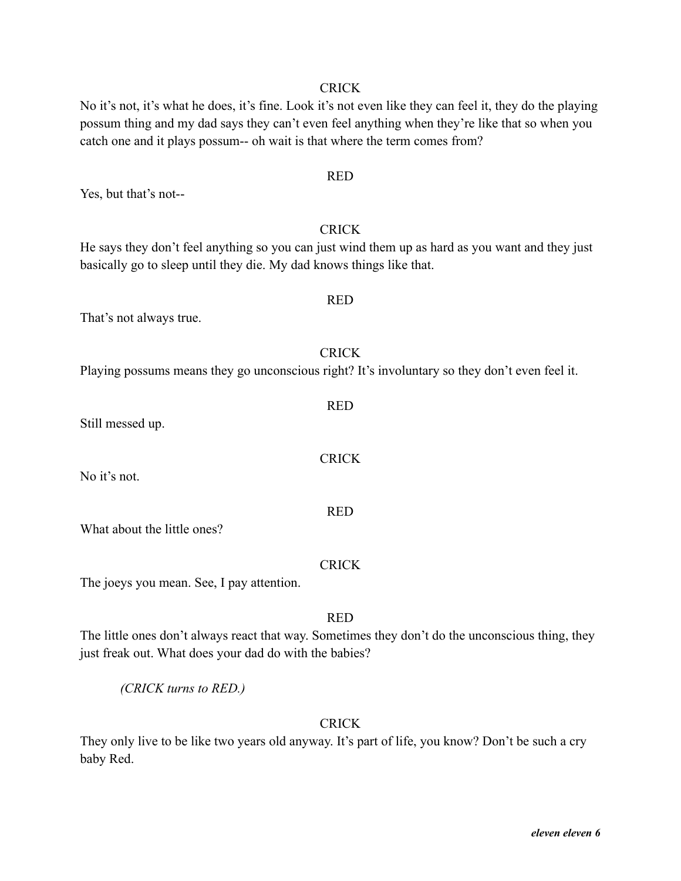CRICK

No it's not, it's what he does, it's fine. Look it's not even like they can feel it, they do the playing possum thing and my dad says they can't even feel anything when they're like that so when you catch one and it plays possum-- oh wait is that where the term comes from?

RED

Yes, but that's not--

CRICK

He says they don't feel anything so you can just wind them up as hard as you want and they just basically go to sleep until they die. My dad knows things like that.

RED

That's not always true.

CRICK

Playing possums means they go unconscious right? It's involuntary so they don't even feel it.

RED

Still messed up.

CRICK

No it's not.

RED

What about the little ones?

CRICK

The joeys you mean. See, I pay attention.

RED

The little ones don't always react that way. Sometimes they don't do the unconscious thing, they just freak out. What does your dad do with the babies?

*(CRICK turns to RED.)*

CRICK

They only live to be like two years old anyway. It's part of life, you know? Don't be such a cry baby Red.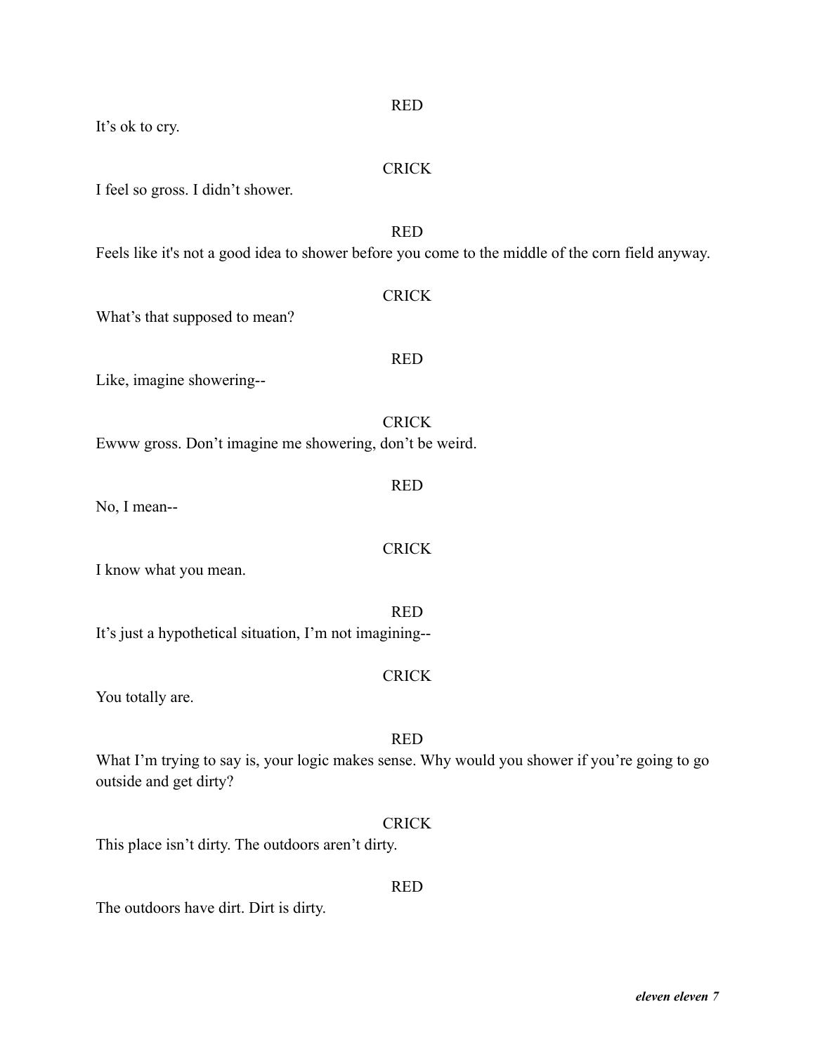RED

It's ok to cry.

CRICK

I feel so gross. I didn't shower.

RED

Feels like it's not a good idea to shower before you come to the middle of the corn field anyway.

CRICK

What's that supposed to mean?

RED

Like, imagine showering--

CRICK

Ewww gross. Don't imagine me showering, don't be weird.

RED

No, I mean--

CRICK

I know what you mean.

RED

It's just a hypothetical situation, I'm not imagining--

CRICK

You totally are.

RED

What I'm trying to say is, your logic makes sense. Why would you shower if you're going to go outside and get dirty?

CRICK

This place isn't dirty. The outdoors aren't dirty.

RED

The outdoors have dirt. Dirt is dirty.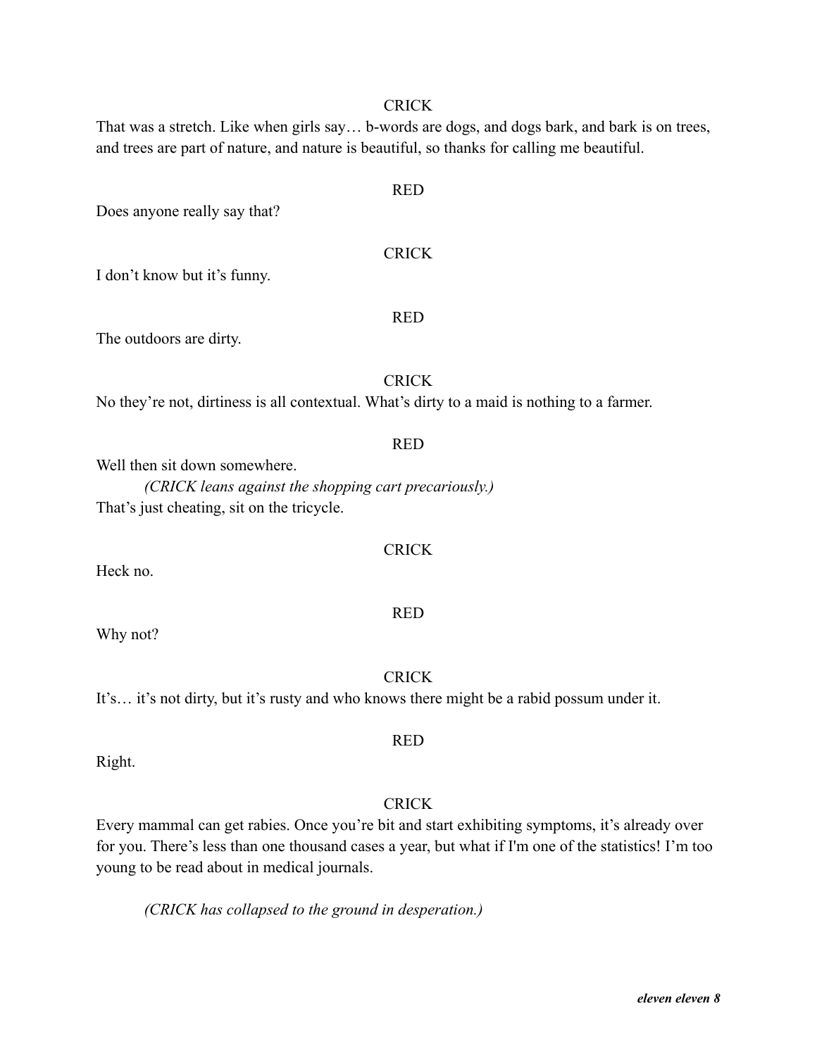CRICK

That was a stretch. Like when girls say… b-words are dogs, and dogs bark, and bark is on trees, and trees are part of nature, and nature is beautiful, so thanks for calling me beautiful.

RED

Does anyone really say that?

CRICK

I don't know but it's funny.

RED

The outdoors are dirty.

CRICK

No they're not, dirtiness is all contextual. What's dirty to a maid is nothing to a farmer.

RED

Well then sit down somewhere.

*(CRICK leans against the shopping cart precariously.)*

That's just cheating, sit on the tricycle.

CRICK

Heck no.

RED

Why not?

CRICK

It's… it's not dirty, but it's rusty and who knows there might be a rabid possum under it.

RED

Right.

CRICK

Every mammal can get rabies. Once you're bit and start exhibiting symptoms, it's already over for you. There's less than one thousand cases a year, but what if I'm one of the statistics! I'm too young to be read about in medical journals.

*(CRICK has collapsed to the ground in desperation.)*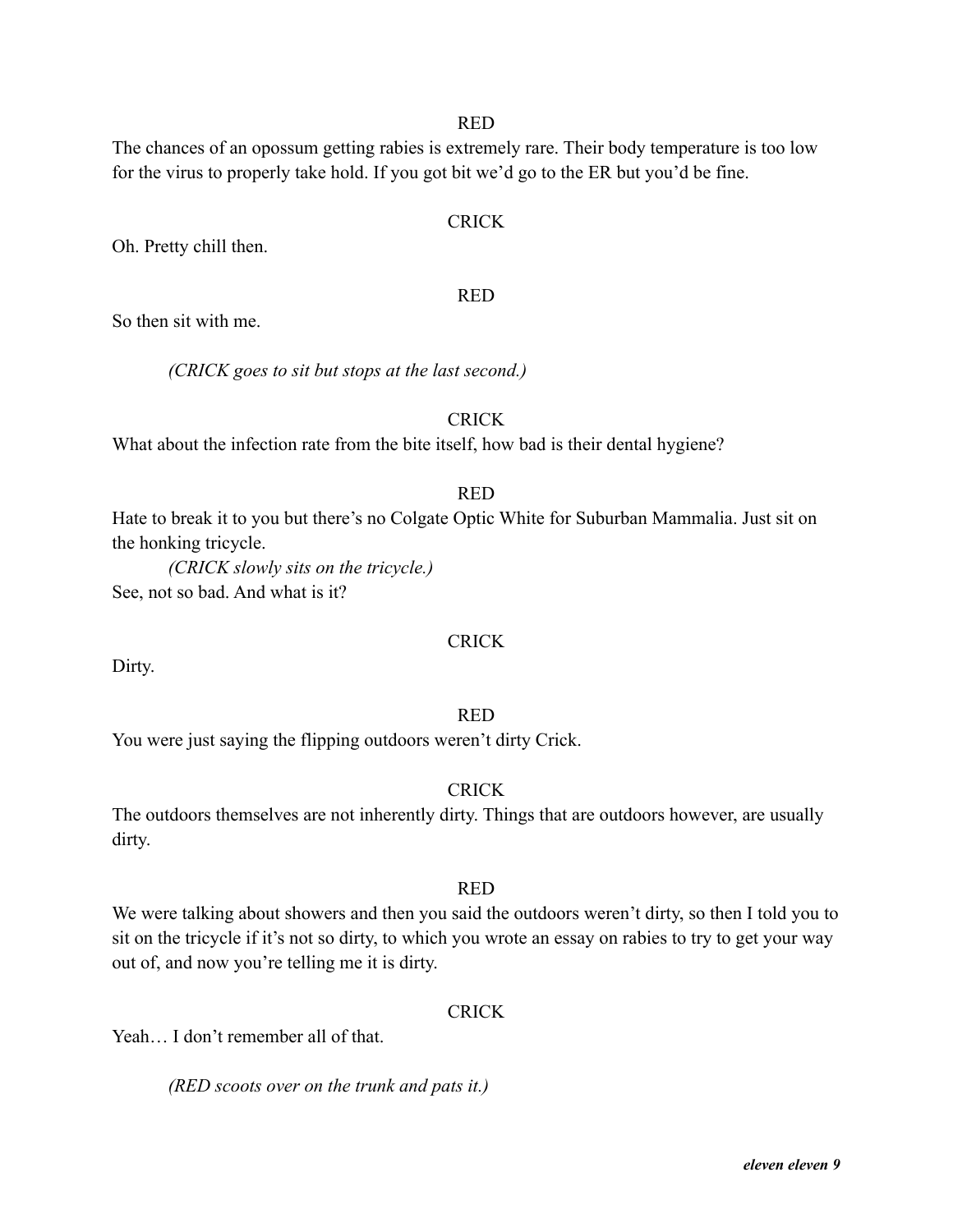RED

The chances of an opossum getting rabies is extremely rare. Their body temperature is too low for the virus to properly take hold. If you got bit we'd go to the ER but you'd be fine.

CRICK

Oh. Pretty chill then.

RED

So then sit with me.

*(CRICK goes to sit but stops at the last second.)*

CRICK

What about the infection rate from the bite itself, how bad is their dental hygiene?

RED

Hate to break it to you but there's no Colgate Optic White for Suburban Mammalia. Just sit on the honking tricycle.

*(CRICK slowly sits on the tricycle.)*

See, not so bad. And what is it?

CRICK

Dirty.

RED

You were just saying the flipping outdoors weren't dirty Crick.

CRICK

The outdoors themselves are not inherently dirty. Things that are outdoors however, are usually dirty.

RED

We were talking about showers and then you said the outdoors weren't dirty, so then I told you to sit on the tricycle if it's not so dirty, to which you wrote an essay on rabies to try to get your way out of, and now you're telling me it is dirty.

CRICK

Yeah… I don't remember all of that.

*(RED scoots over on the trunk and pats it.)*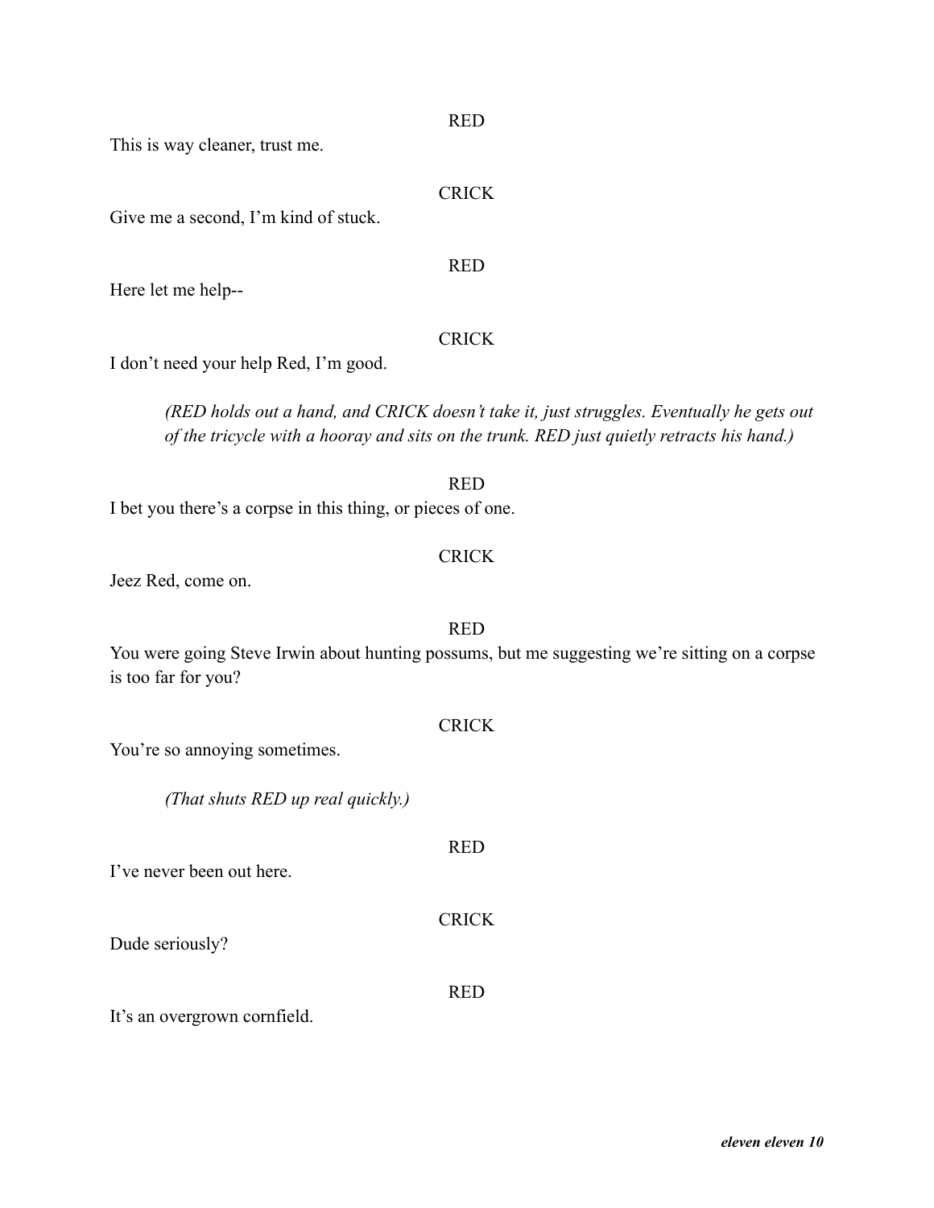RED

This is way cleaner, trust me.

CRICK

Give me a second, I'm kind of stuck.

RED

Here let me help--

CRICK

I don't need your help Red, I'm good.

*(RED holds out a hand, and CRICK doesn't take it, just struggles. Eventually he gets out of the tricycle with a hooray and sits on the trunk. RED just quietly retracts his hand.)*

RED

I bet you there's a corpse in this thing, or pieces of one.

CRICK

Jeez Red, come on.

RED

You were going Steve Irwin about hunting possums, but me suggesting we're sitting on a corpse is too far for you?

CRICK

You're so annoying sometimes.

*(That shuts RED up real quickly.)*

RED

I've never been out here.

CRICK

Dude seriously?

RED

It's an overgrown cornfield.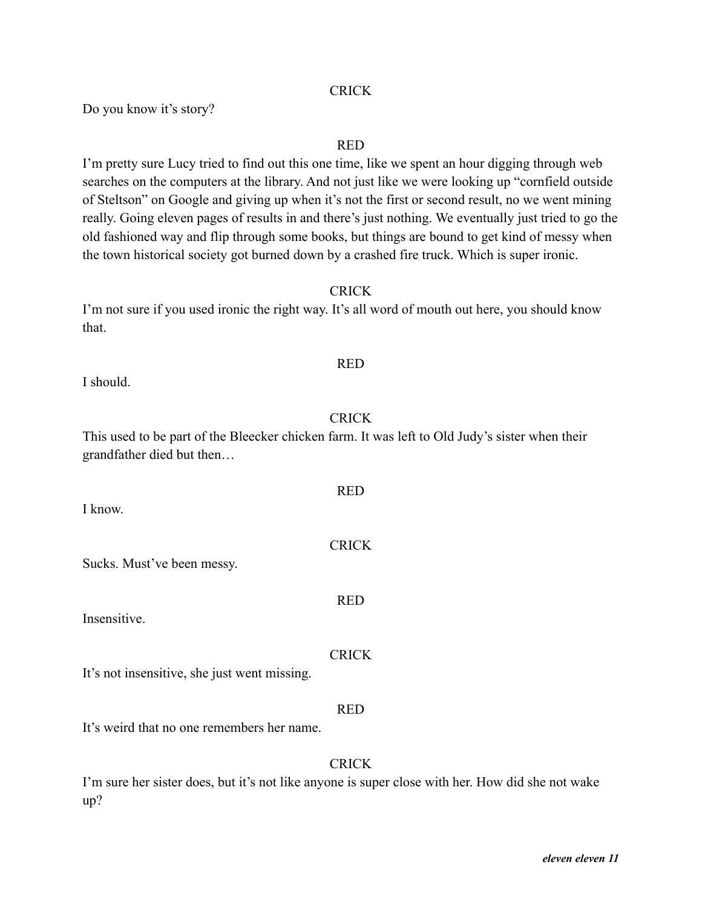CRICK

Do you know it's story?

RED

I'm pretty sure Lucy tried to find out this one time, like we spent an hour digging through web searches on the computers at the library. And not just like we were looking up "cornfield outside of Steltson" on Google and giving up when it's not the first or second result, no we went mining really. Going eleven pages of results in and there's just nothing. We eventually just tried to go the old fashioned way and flip through some books, but things are bound to get kind of messy when the town historical society got burned down by a crashed fire truck. Which is super ironic.

CRICK

I'm not sure if you used ironic the right way. It's all word of mouth out here, you should know that.

RED

I should.

CRICK

This used to be part of the Bleecker chicken farm. It was left to Old Judy's sister when their grandfather died but then…

RED

I know.

CRICK

Sucks. Must've been messy.

RED

Insensitive.

CRICK

It's not insensitive, she just went missing.

RED

It's weird that no one remembers her name.

CRICK

I'm sure her sister does, but it's not like anyone is super close with her. How did she not wake up?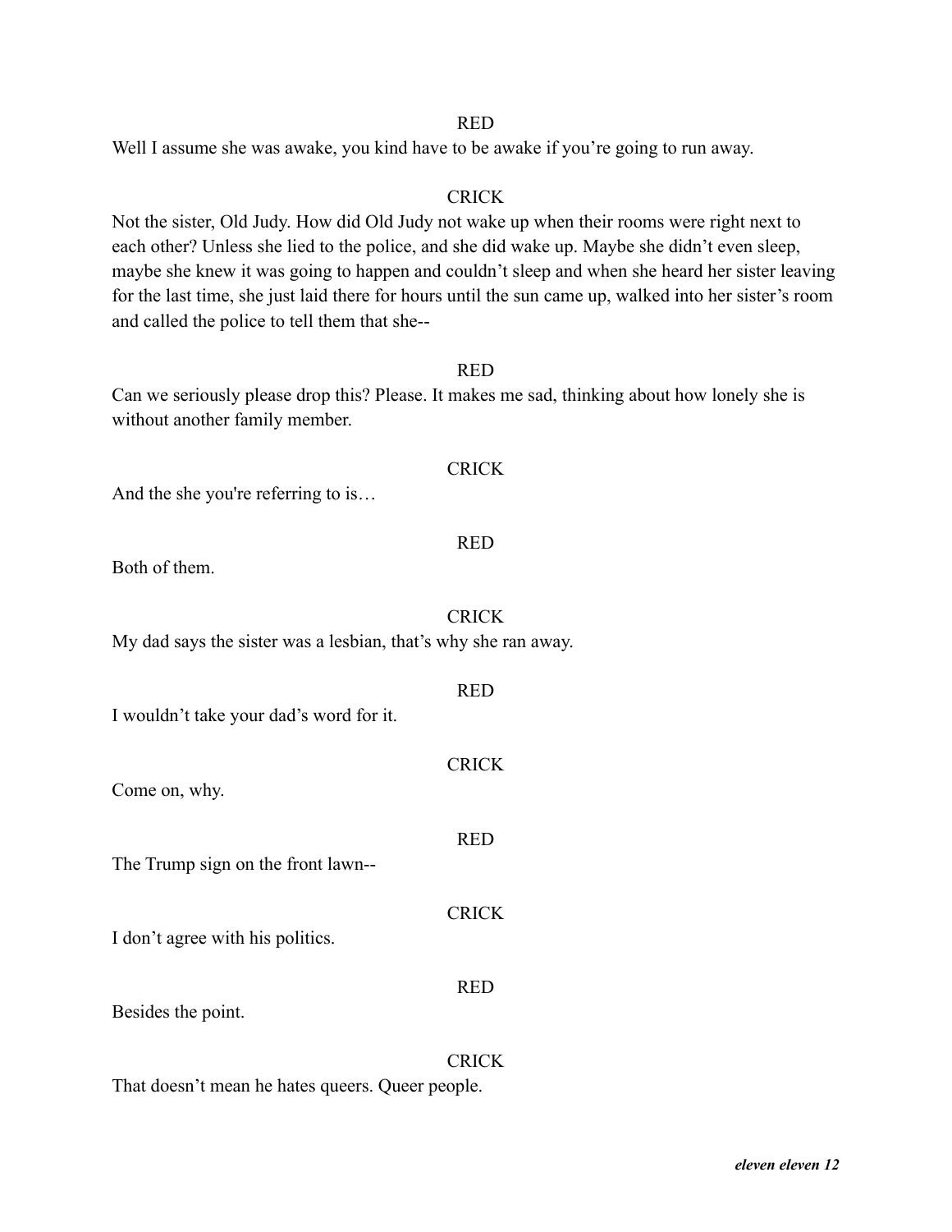RED

Well I assume she was awake, you kind have to be awake if you're going to run away.

CRICK

Not the sister, Old Judy. How did Old Judy not wake up when their rooms were right next to each other? Unless she lied to the police, and she did wake up. Maybe she didn't even sleep, maybe she knew it was going to happen and couldn't sleep and when she heard her sister leaving for the last time, she just laid there for hours until the sun came up, walked into her sister's room and called the police to tell them that she--

RED

Can we seriously please drop this? Please. It makes me sad, thinking about how lonely she is without another family member.

CRICK

And the she you're referring to is…

RED

Both of them.

CRICK

My dad says the sister was a lesbian, that's why she ran away.

RED

I wouldn't take your dad's word for it.

CRICK

Come on, why.

RED

The Trump sign on the front lawn--

CRICK

I don't agree with his politics.

RED

Besides the point.

CRICK

That doesn't mean he hates queers. Queer people.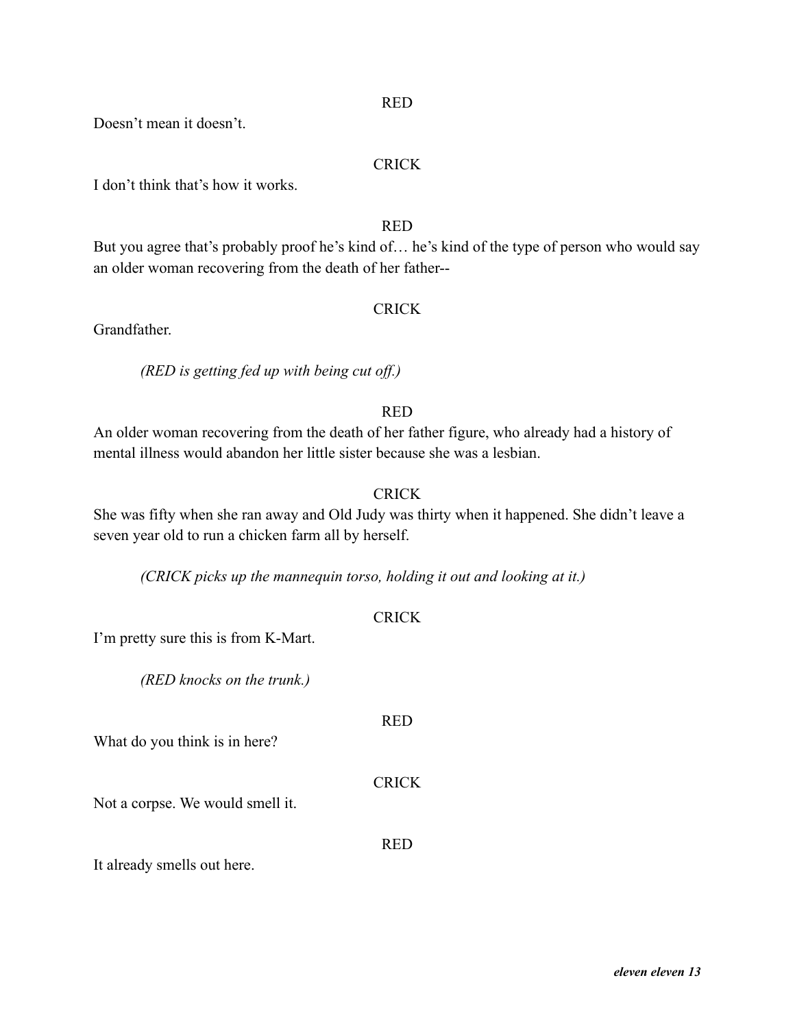RED

Doesn't mean it doesn't.

CRICK

I don't think that's how it works.

RED

But you agree that's probably proof he's kind of… he's kind of the type of person who would say an older woman recovering from the death of her father--

CRICK

Grandfather.

*(RED is getting fed up with being cut off.)*

RED

An older woman recovering from the death of her father figure, who already had a history of mental illness would abandon her little sister because she was a lesbian.

CRICK

She was fifty when she ran away and Old Judy was thirty when it happened. She didn't leave a seven year old to run a chicken farm all by herself.

*(CRICK picks up the mannequin torso, holding it out and looking at it.)*

CRICK

I'm pretty sure this is from K-Mart.

*(RED knocks on the trunk.)*

RED

What do you think is in here?

CRICK

Not a corpse. We would smell it.

RED

It already smells out here.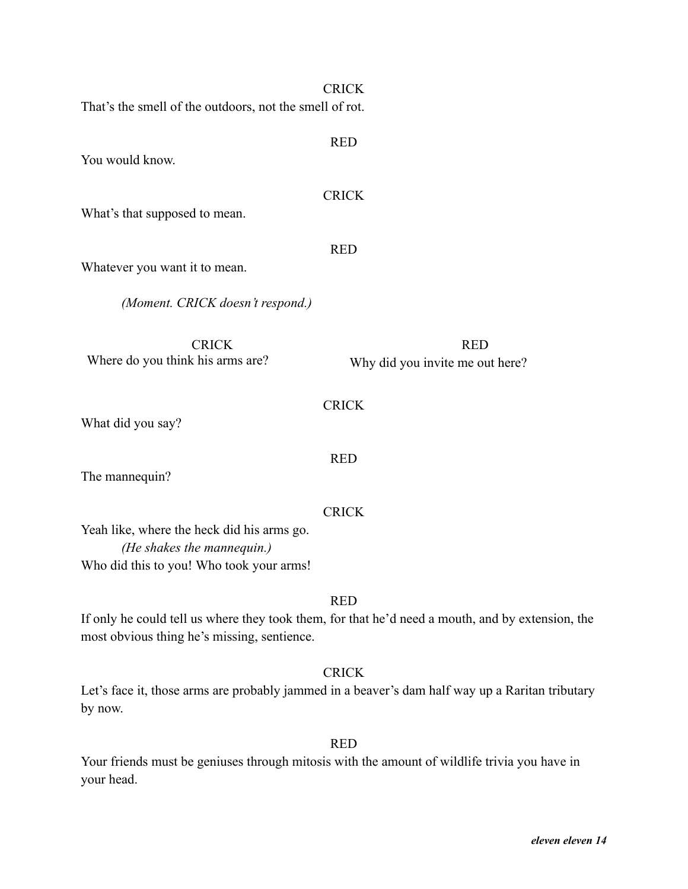CRICK

That's the smell of the outdoors, not the smell of rot.

RED

You would know.

CRICK

What's that supposed to mean.

RED

Whatever you want it to mean.

*(Moment. CRICK doesn't respond.)*

| CRICK | RED |
| --- | --- |
| Where do you think his arms are? | Why did you invite me out here? |

CRICK

What did you say?

RED

The mannequin?

CRICK

Yeah like, where the heck did his arms go.

*(He shakes the mannequin.)*

Who did this to you! Who took your arms!

RED

If only he could tell us where they took them, for that he'd need a mouth, and by extension, the most obvious thing he's missing, sentience.

CRICK

Let's face it, those arms are probably jammed in a beaver's dam half way up a Raritan tributary by now.

RED

Your friends must be geniuses through mitosis with the amount of wildlife trivia you have in your head.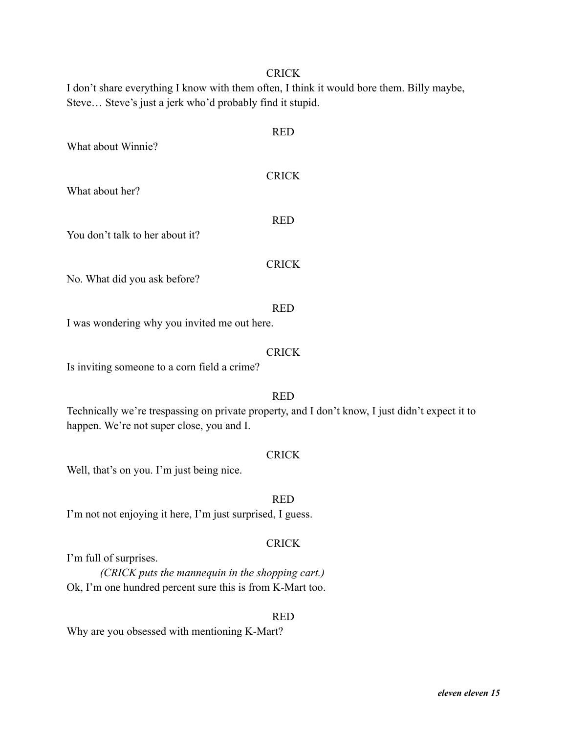CRICK

I don't share everything I know with them often, I think it would bore them. Billy maybe, Steve… Steve's just a jerk who'd probably find it stupid.

RED

What about Winnie?

CRICK

What about her?

RED

You don't talk to her about it?

CRICK

No. What did you ask before?

RED

I was wondering why you invited me out here.

CRICK

Is inviting someone to a corn field a crime?

RED

Technically we're trespassing on private property, and I don't know, I just didn't expect it to happen. We're not super close, you and I.

CRICK

Well, that's on you. I'm just being nice.

RED

I'm not not enjoying it here, I'm just surprised, I guess.

CRICK

I'm full of surprises.

*(CRICK puts the mannequin in the shopping cart.)*

Ok, I'm one hundred percent sure this is from K-Mart too.

RED

Why are you obsessed with mentioning K-Mart?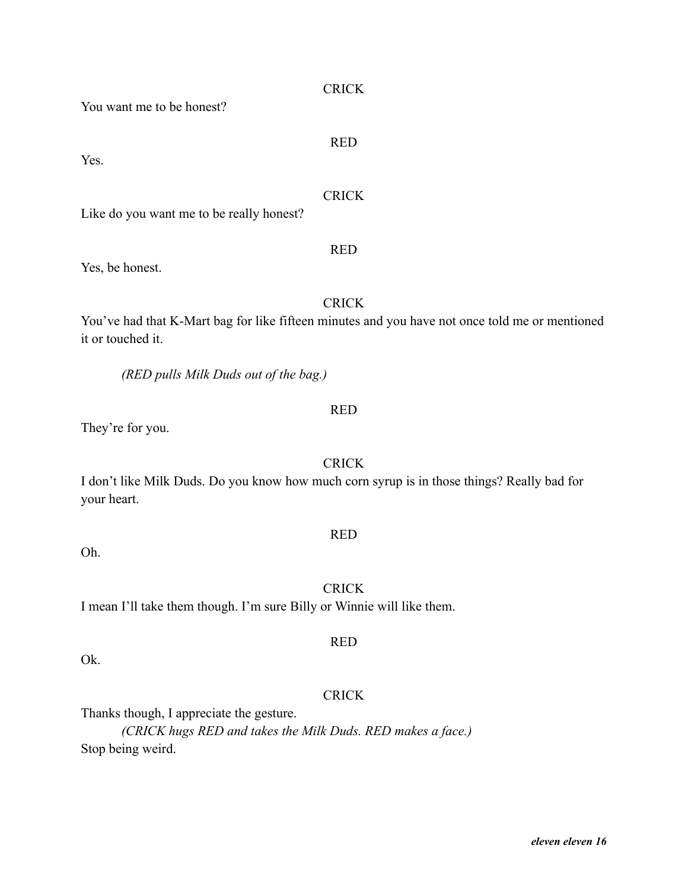CRICK

You want me to be honest?

RED

Yes.

CRICK

Like do you want me to be really honest?

RED

Yes, be honest.

CRICK

You've had that K-Mart bag for like fifteen minutes and you have not once told me or mentioned it or touched it.

*(RED pulls Milk Duds out of the bag.)*

RED

They're for you.

CRICK

I don't like Milk Duds. Do you know how much corn syrup is in those things? Really bad for your heart.

RED

Oh.

CRICK

I mean I'll take them though. I'm sure Billy or Winnie will like them.

RED

Ok.

CRICK

Thanks though, I appreciate the gesture.

*(CRICK hugs RED and takes the Milk Duds. RED makes a face.)*

Stop being weird.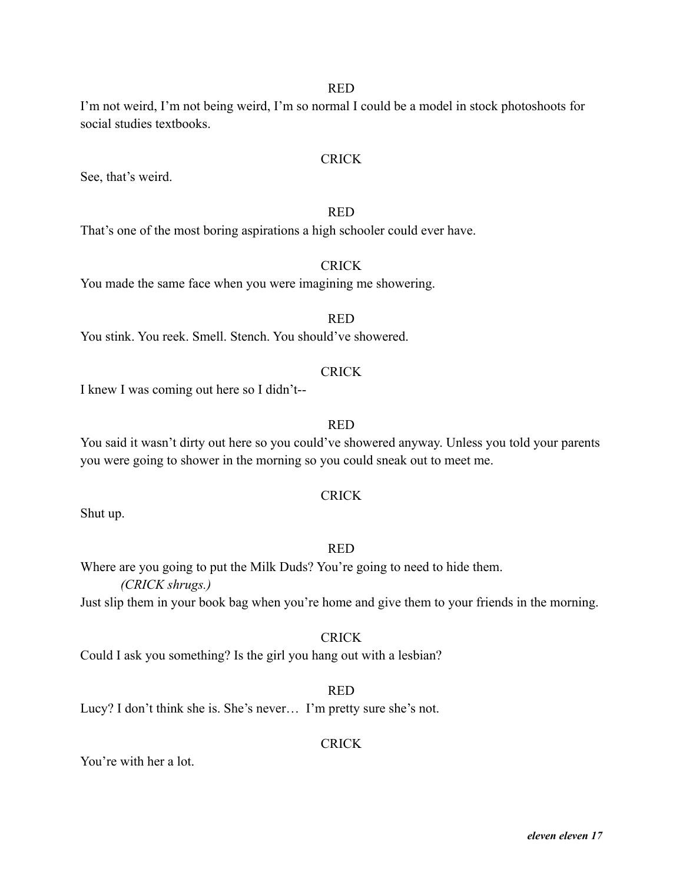RED

I'm not weird, I'm not being weird, I'm so normal I could be a model in stock photoshoots for social studies textbooks.

CRICK

See, that's weird.

RED

That's one of the most boring aspirations a high schooler could ever have.

CRICK

You made the same face when you were imagining me showering.

RED

You stink. You reek. Smell. Stench. You should've showered.

CRICK

I knew I was coming out here so I didn't--

RED

You said it wasn't dirty out here so you could've showered anyway. Unless you told your parents you were going to shower in the morning so you could sneak out to meet me.

CRICK

Shut up.

RED

Where are you going to put the Milk Duds? You're going to need to hide them.

*(CRICK shrugs.)*

Just slip them in your book bag when you're home and give them to your friends in the morning.

CRICK

Could I ask you something? Is the girl you hang out with a lesbian?

RED

Lucy? I don't think she is. She's never… I'm pretty sure she's not.

CRICK

You're with her a lot.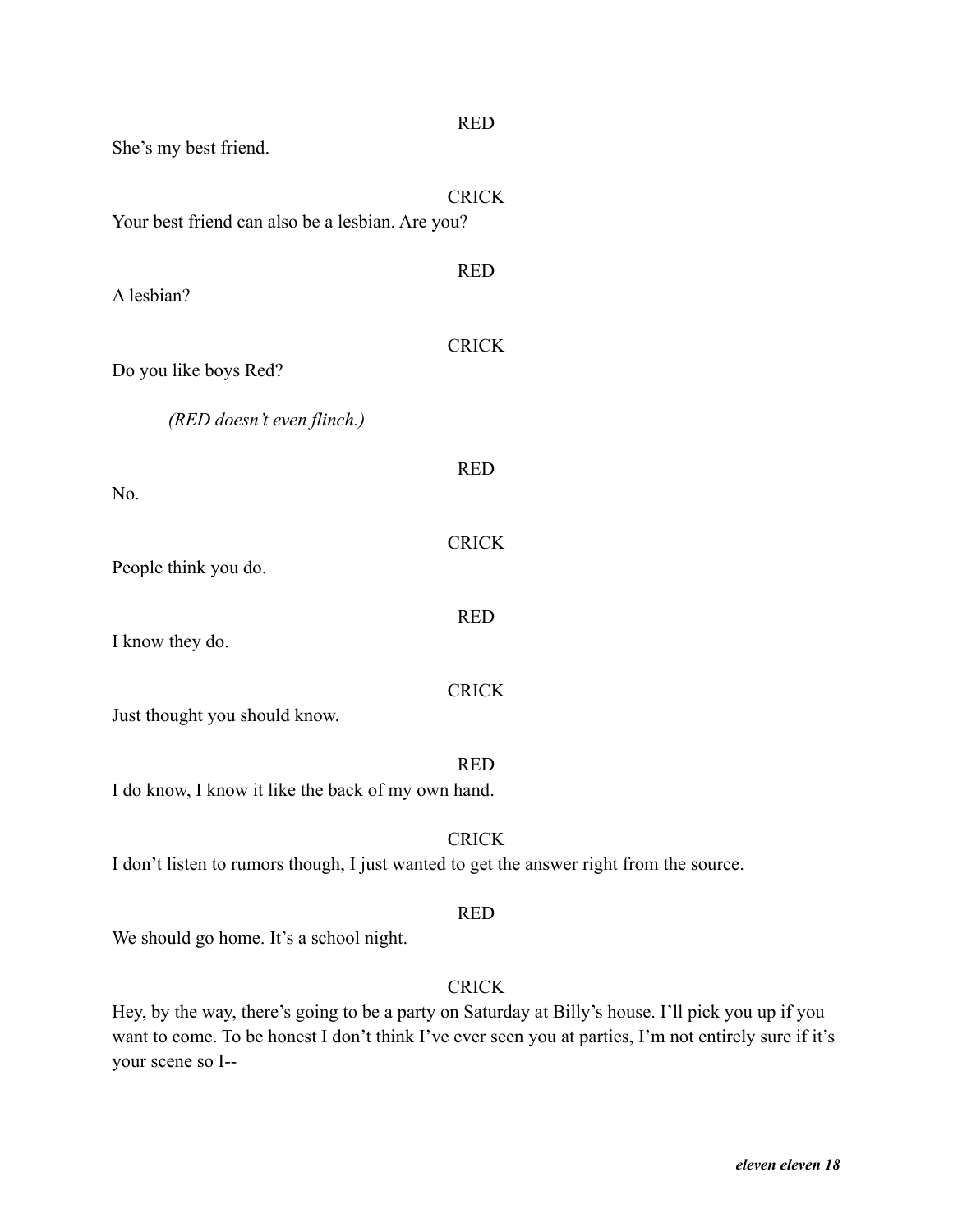RED

She's my best friend.

CRICK

Your best friend can also be a lesbian. Are you?

RED

A lesbian?

CRICK

Do you like boys Red?

*(RED doesn't even flinch.)*

RED

No.

CRICK

People think you do.

RED

I know they do.

CRICK

Just thought you should know.

RED

I do know, I know it like the back of my own hand.

CRICK

I don't listen to rumors though, I just wanted to get the answer right from the source.

RED

We should go home. It's a school night.

CRICK

Hey, by the way, there's going to be a party on Saturday at Billy's house. I'll pick you up if you want to come. To be honest I don't think I've ever seen you at parties, I'm not entirely sure if it's your scene so I--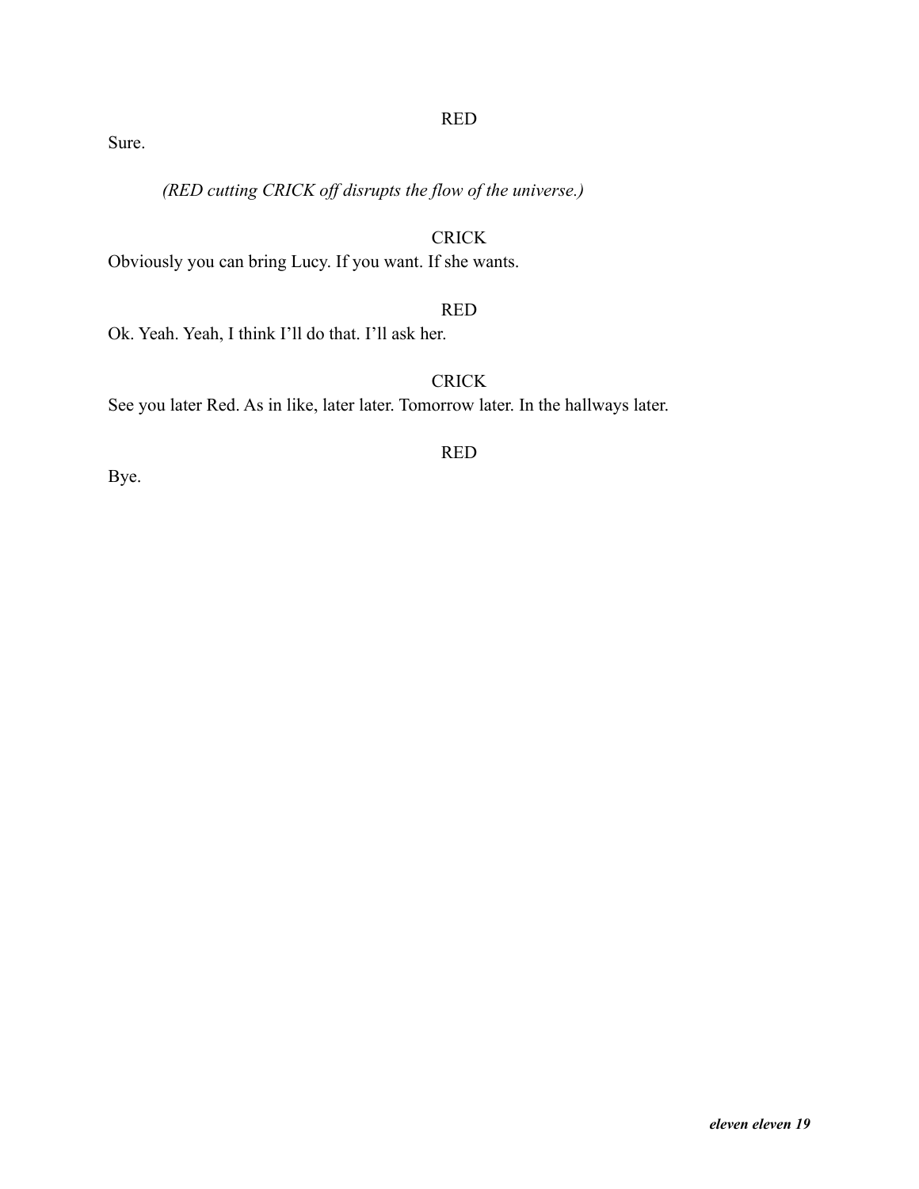RED

Sure.

*(RED cutting CRICK off disrupts the flow of the universe.)*

CRICK

Obviously you can bring Lucy. If you want. If she wants.

RED

Ok. Yeah. Yeah, I think I'll do that. I'll ask her.

CRICK

See you later Red. As in like, later later. Tomorrow later. In the hallways later.

RED

Bye.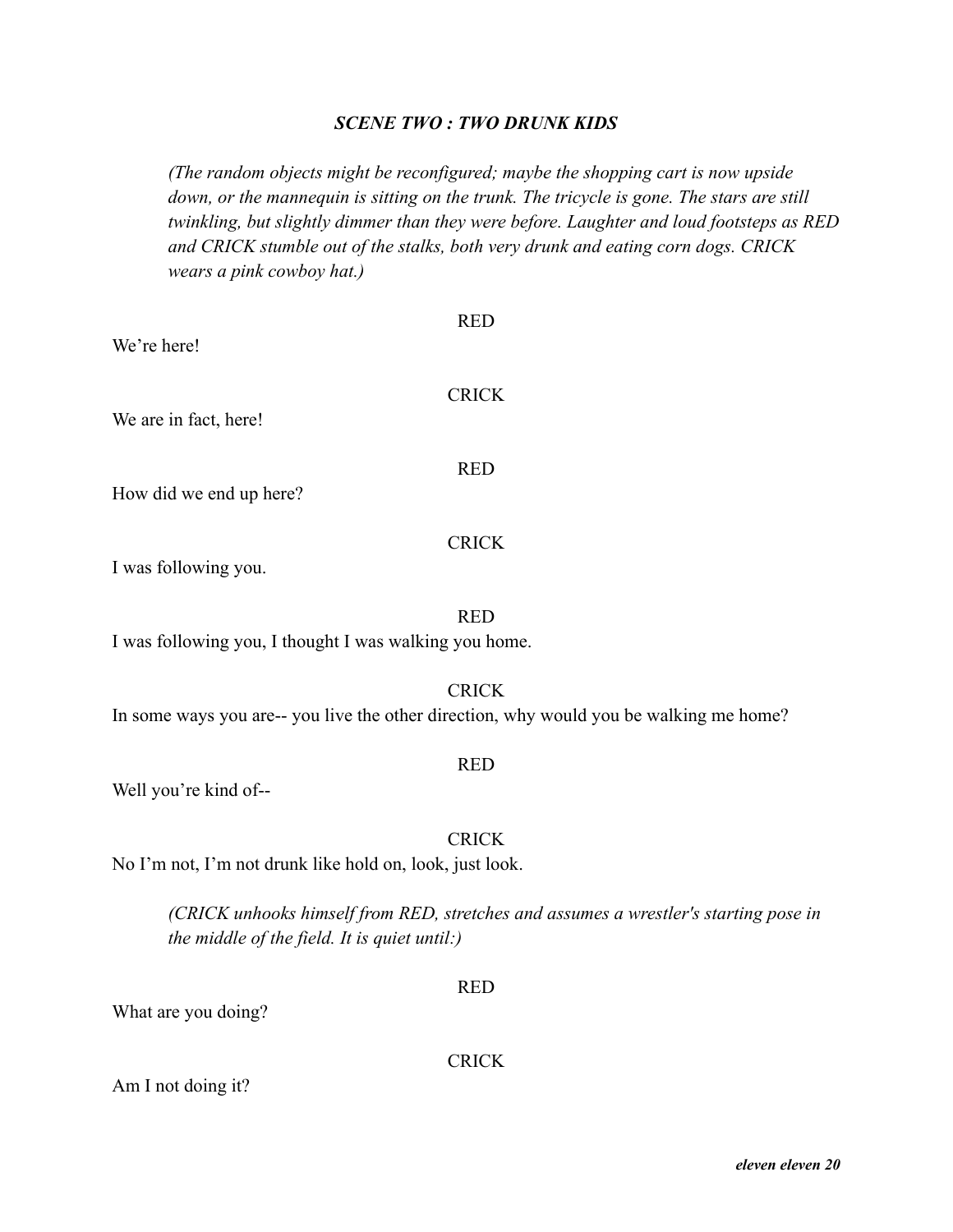### *SCENE TWO : TWO DRUNK KIDS*

*(The random objects might be reconfigured; maybe the shopping cart is now upside down, or the mannequin is sitting on the trunk. The tricycle is gone. The stars are still twinkling, but slightly dimmer than they were before. Laughter and loud footsteps as RED and CRICK stumble out of the stalks, both very drunk and eating corn dogs. CRICK wears a pink cowboy hat.)*

RED

We're here!

CRICK

We are in fact, here!

RED

How did we end up here?

CRICK

I was following you.

RED

I was following you, I thought I was walking you home.

CRICK

In some ways you are-- you live the other direction, why would you be walking me home?

RED

Well you're kind of--

CRICK

No I'm not, I'm not drunk like hold on, look, just look.

*(CRICK unhooks himself from RED, stretches and assumes a wrestler's starting pose in the middle of the field. It is quiet until:)*

RED

What are you doing?

CRICK

Am I not doing it?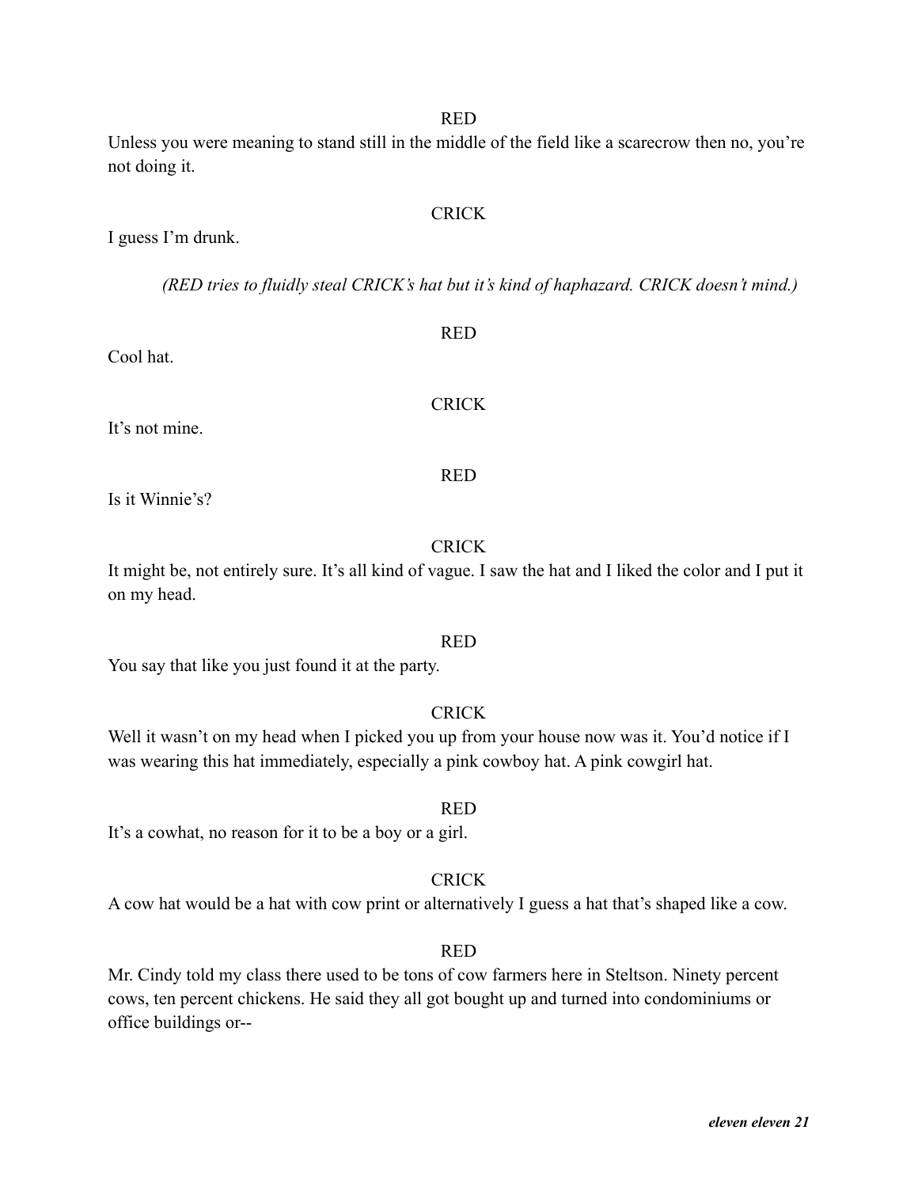RED

Unless you were meaning to stand still in the middle of the field like a scarecrow then no, you're not doing it.

CRICK

I guess I'm drunk.

*(RED tries to fluidly steal CRICK's hat but it's kind of haphazard. CRICK doesn't mind.)*

RED

Cool hat.

CRICK

It's not mine.

RED

Is it Winnie's?

CRICK

It might be, not entirely sure. It's all kind of vague. I saw the hat and I liked the color and I put it on my head.

RED

You say that like you just found it at the party.

CRICK

Well it wasn't on my head when I picked you up from your house now was it. You'd notice if I was wearing this hat immediately, especially a pink cowboy hat. A pink cowgirl hat.

RED

It's a cowhat, no reason for it to be a boy or a girl.

CRICK

A cow hat would be a hat with cow print or alternatively I guess a hat that's shaped like a cow.

RED

Mr. Cindy told my class there used to be tons of cow farmers here in Steltson. Ninety percent cows, ten percent chickens. He said they all got bought up and turned into condominiums or office buildings or--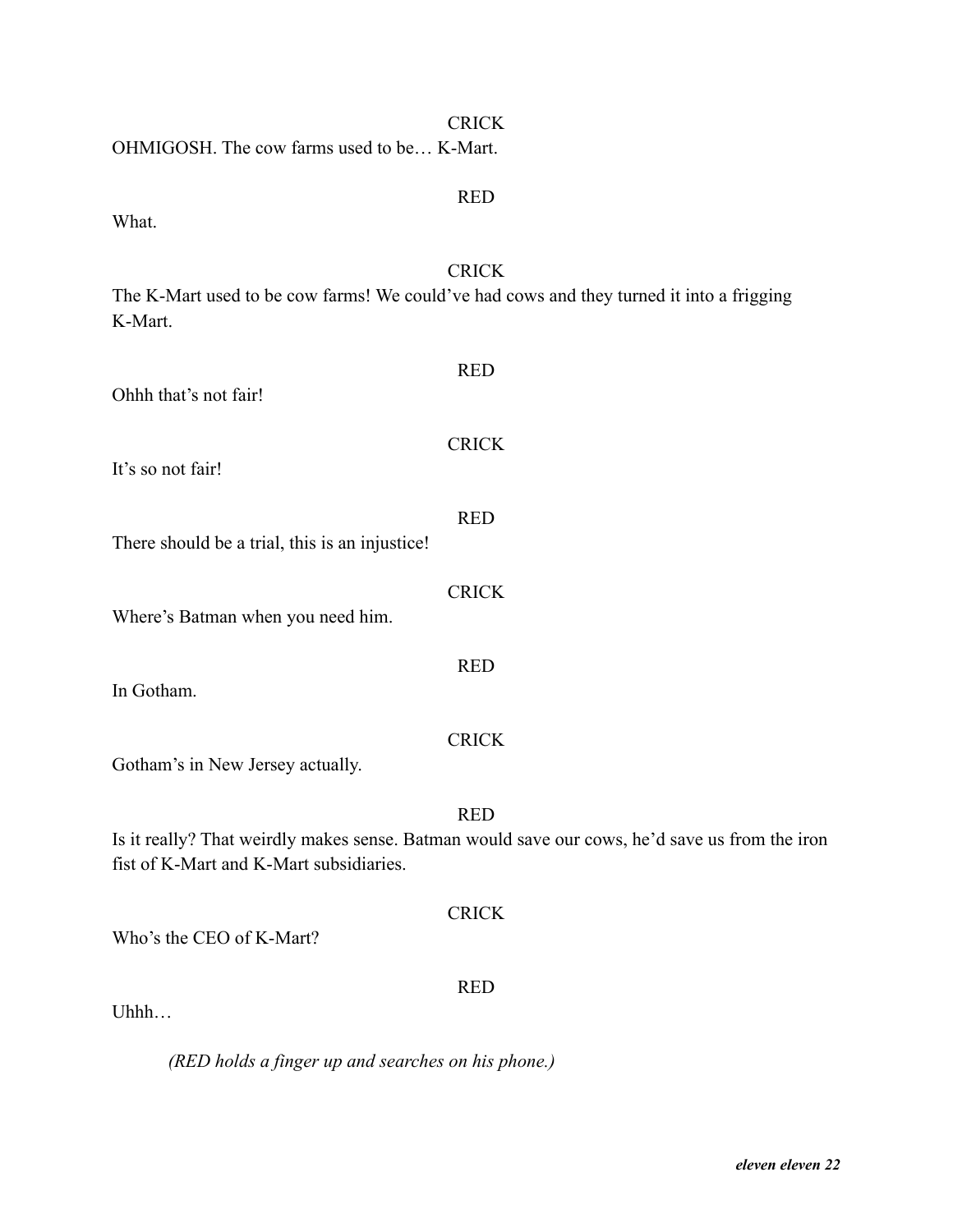CRICK

OHMIGOSH. The cow farms used to be… K-Mart.

RED

What.

CRICK

The K-Mart used to be cow farms! We could've had cows and they turned it into a frigging K-Mart.

RED

Ohhh that's not fair!

CRICK

It's so not fair!

RED

There should be a trial, this is an injustice!

CRICK

Where's Batman when you need him.

RED

In Gotham.

CRICK

Gotham's in New Jersey actually.

RED

Is it really? That weirdly makes sense. Batman would save our cows, he'd save us from the iron fist of K-Mart and K-Mart subsidiaries.

CRICK

Who's the CEO of K-Mart?

RED

Uhhh…

*(RED holds a finger up and searches on his phone.)*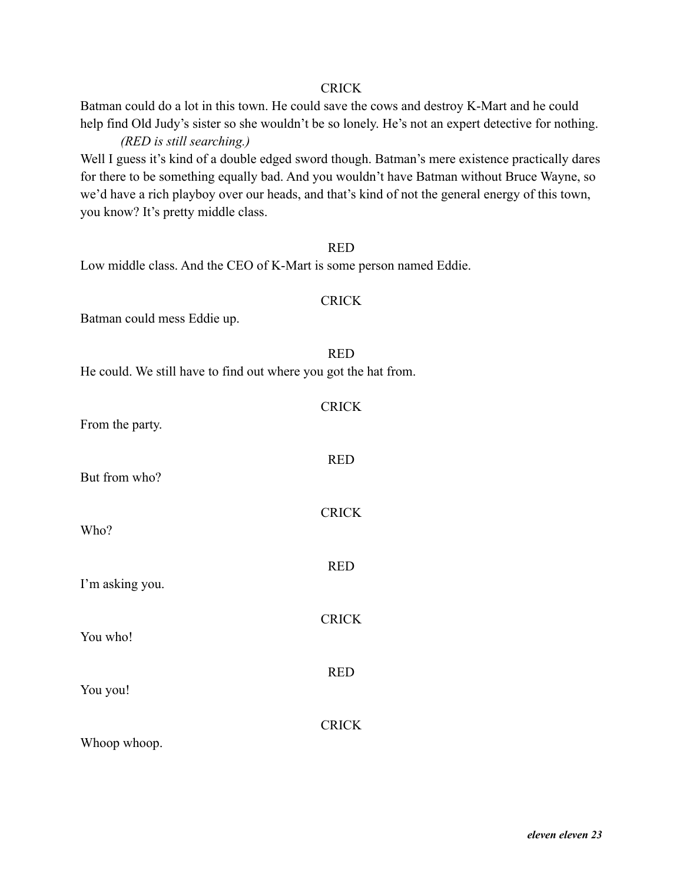CRICK

Batman could do a lot in this town. He could save the cows and destroy K-Mart and he could help find Old Judy's sister so she wouldn't be so lonely. He's not an expert detective for nothing.

*(RED is still searching.)*

Well I guess it's kind of a double edged sword though. Batman's mere existence practically dares for there to be something equally bad. And you wouldn't have Batman without Bruce Wayne, so we'd have a rich playboy over our heads, and that's kind of not the general energy of this town, you know? It's pretty middle class.

RED

Low middle class. And the CEO of K-Mart is some person named Eddie.

CRICK

Batman could mess Eddie up.

RED

He could. We still have to find out where you got the hat from.

CRICK

From the party.

RED

But from who?

CRICK

Who?

RED

I'm asking you.

CRICK

You who!

RED

You you!

CRICK

Whoop whoop.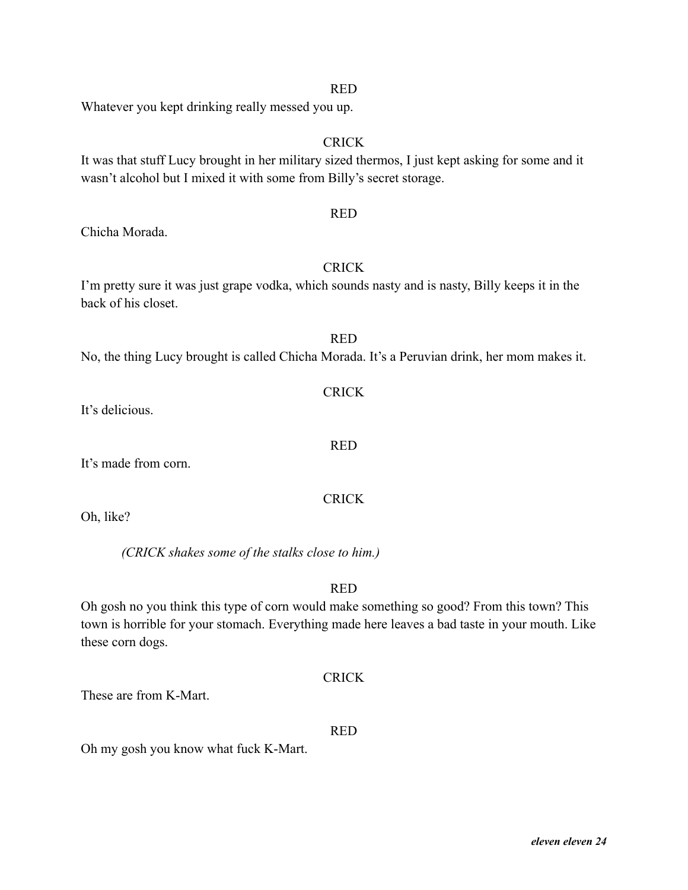RED

Whatever you kept drinking really messed you up.

CRICK

It was that stuff Lucy brought in her military sized thermos, I just kept asking for some and it wasn't alcohol but I mixed it with some from Billy's secret storage.

RED

Chicha Morada.

CRICK

I'm pretty sure it was just grape vodka, which sounds nasty and is nasty, Billy keeps it in the back of his closet.

RED

No, the thing Lucy brought is called Chicha Morada. It's a Peruvian drink, her mom makes it.

CRICK

It's delicious.

RED

It's made from corn.

CRICK

Oh, like?

*(CRICK shakes some of the stalks close to him.)*

RED

Oh gosh no you think this type of corn would make something so good? From this town? This town is horrible for your stomach. Everything made here leaves a bad taste in your mouth. Like these corn dogs.

CRICK

These are from K-Mart.

RED

Oh my gosh you know what fuck K-Mart.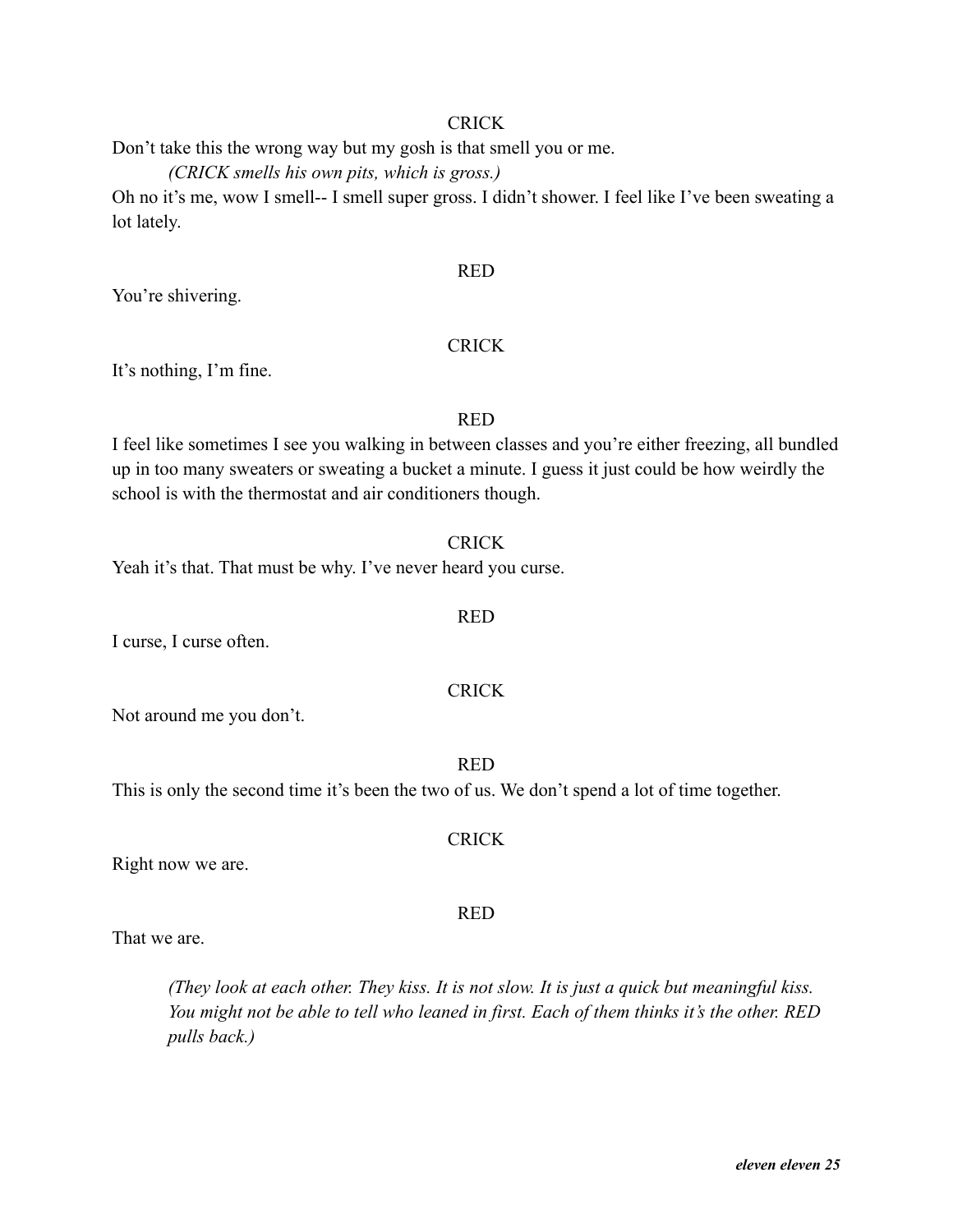CRICK

Don't take this the wrong way but my gosh is that smell you or me.

*(CRICK smells his own pits, which is gross.)*

Oh no it's me, wow I smell-- I smell super gross. I didn't shower. I feel like I've been sweating a lot lately.

RED

You're shivering.

CRICK

It's nothing, I'm fine.

RED

I feel like sometimes I see you walking in between classes and you're either freezing, all bundled up in too many sweaters or sweating a bucket a minute. I guess it just could be how weirdly the school is with the thermostat and air conditioners though.

CRICK

Yeah it's that. That must be why. I've never heard you curse.

RED

I curse, I curse often.

CRICK

Not around me you don't.

RED

This is only the second time it's been the two of us. We don't spend a lot of time together.

CRICK

Right now we are.

RED

That we are.

*(They look at each other. They kiss. It is not slow. It is just a quick but meaningful kiss. You might not be able to tell who leaned in first. Each of them thinks it's the other. RED pulls back.)*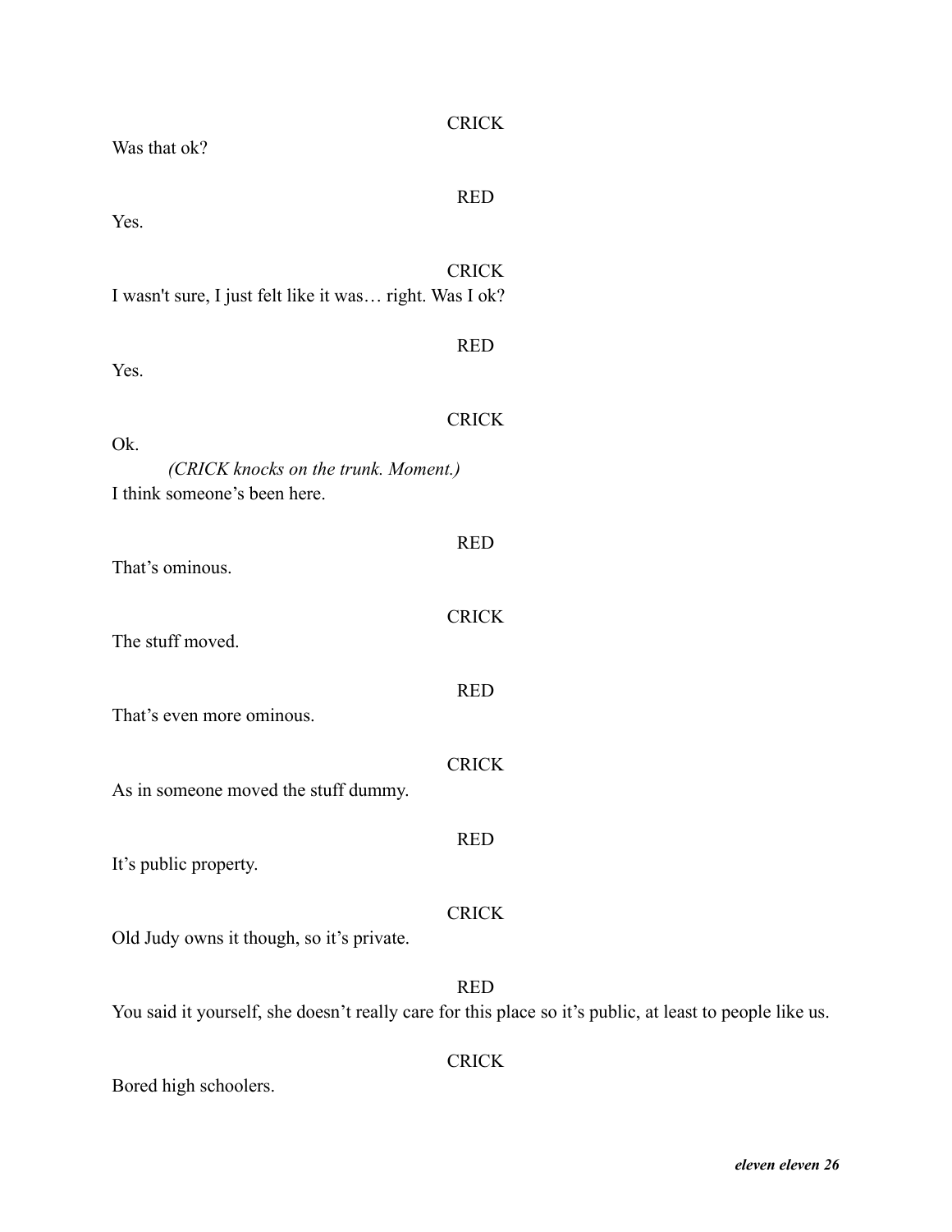CRICK

Was that ok?

RED

Yes.

CRICK

I wasn't sure, I just felt like it was… right. Was I ok?

RED

Yes.

CRICK

Ok.

*(CRICK knocks on the trunk. Moment.)*

I think someone's been here.

RED

That's ominous.

CRICK

The stuff moved.

RED

That's even more ominous.

CRICK

As in someone moved the stuff dummy.

RED

It's public property.

CRICK

Old Judy owns it though, so it's private.

RED

You said it yourself, she doesn't really care for this place so it's public, at least to people like us.

CRICK

Bored high schoolers.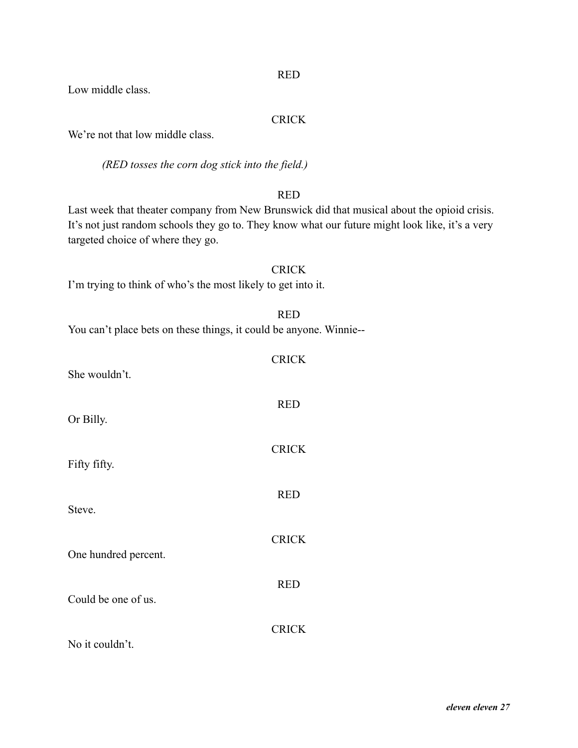RED

Low middle class.

CRICK

We're not that low middle class.

*(RED tosses the corn dog stick into the field.)*

RED

Last week that theater company from New Brunswick did that musical about the opioid crisis. It's not just random schools they go to. They know what our future might look like, it's a very targeted choice of where they go.

CRICK

I'm trying to think of who's the most likely to get into it.

RED

You can't place bets on these things, it could be anyone. Winnie--

CRICK

She wouldn't.

RED

Or Billy.

CRICK

Fifty fifty.

RED

Steve.

CRICK

One hundred percent.

RED

Could be one of us.

CRICK

No it couldn't.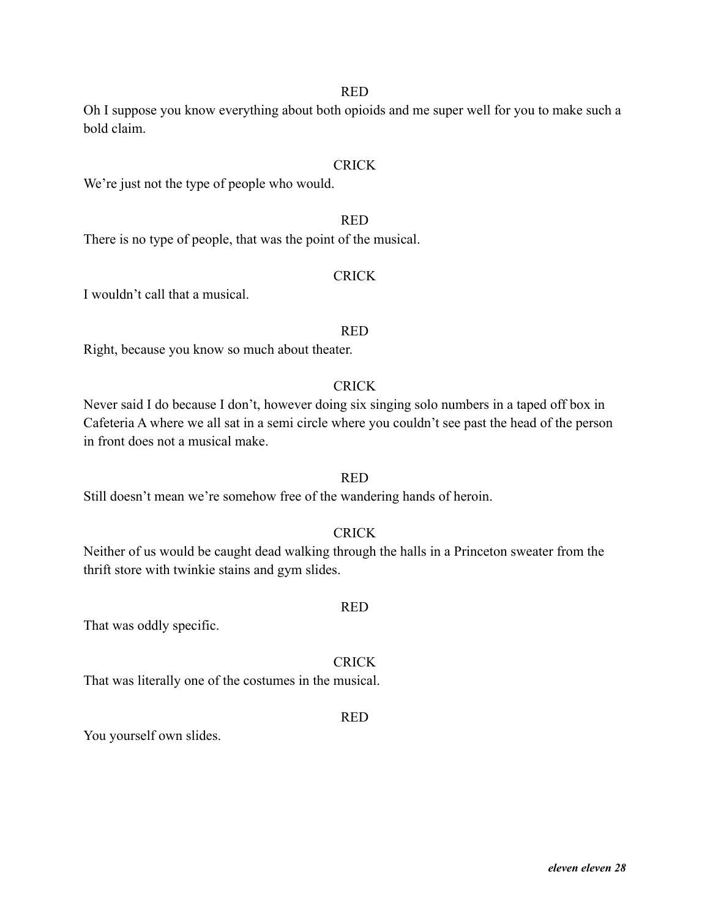RED

Oh I suppose you know everything about both opioids and me super well for you to make such a bold claim.

CRICK

We're just not the type of people who would.

RED

There is no type of people, that was the point of the musical.

CRICK

I wouldn't call that a musical.

RED

Right, because you know so much about theater.

CRICK

Never said I do because I don't, however doing six singing solo numbers in a taped off box in Cafeteria A where we all sat in a semi circle where you couldn't see past the head of the person in front does not a musical make.

RED

Still doesn't mean we're somehow free of the wandering hands of heroin.

CRICK

Neither of us would be caught dead walking through the halls in a Princeton sweater from the thrift store with twinkie stains and gym slides.

RED

That was oddly specific.

CRICK

That was literally one of the costumes in the musical.

RED

You yourself own slides.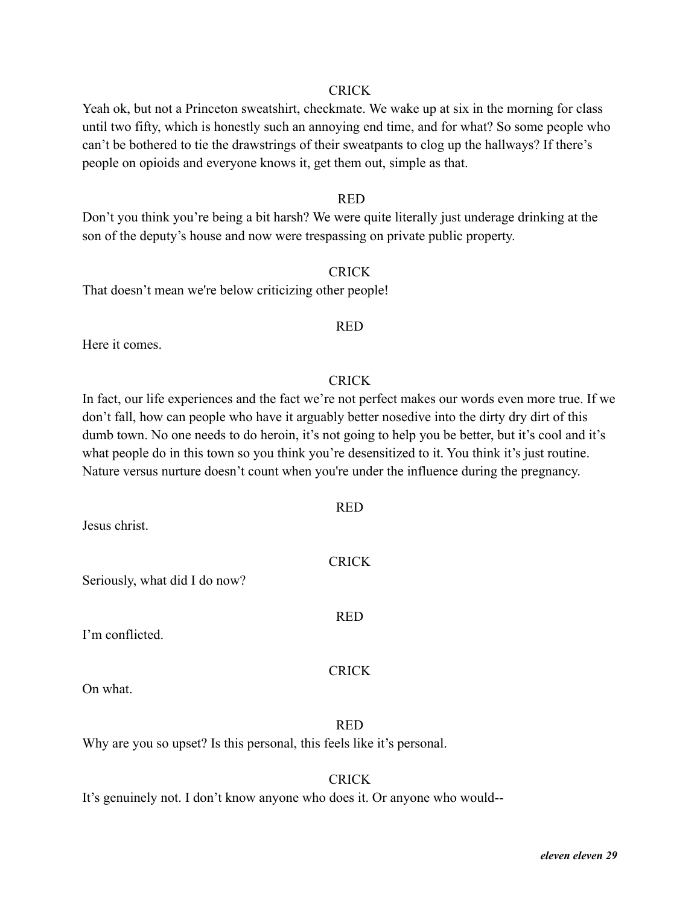CRICK

Yeah ok, but not a Princeton sweatshirt, checkmate. We wake up at six in the morning for class until two fifty, which is honestly such an annoying end time, and for what? So some people who can't be bothered to tie the drawstrings of their sweatpants to clog up the hallways? If there's people on opioids and everyone knows it, get them out, simple as that.

RED

Don't you think you're being a bit harsh? We were quite literally just underage drinking at the son of the deputy's house and now were trespassing on private public property.

CRICK

That doesn't mean we're below criticizing other people!

RED

Here it comes.

CRICK

In fact, our life experiences and the fact we're not perfect makes our words even more true. If we don't fall, how can people who have it arguably better nosedive into the dirty dry dirt of this dumb town. No one needs to do heroin, it's not going to help you be better, but it's cool and it's what people do in this town so you think you're desensitized to it. You think it's just routine. Nature versus nurture doesn't count when you're under the influence during the pregnancy.

RED

Jesus christ.

CRICK

Seriously, what did I do now?

RED

I'm conflicted.

CRICK

On what.

RED

Why are you so upset? Is this personal, this feels like it's personal.

CRICK

It's genuinely not. I don't know anyone who does it. Or anyone who would--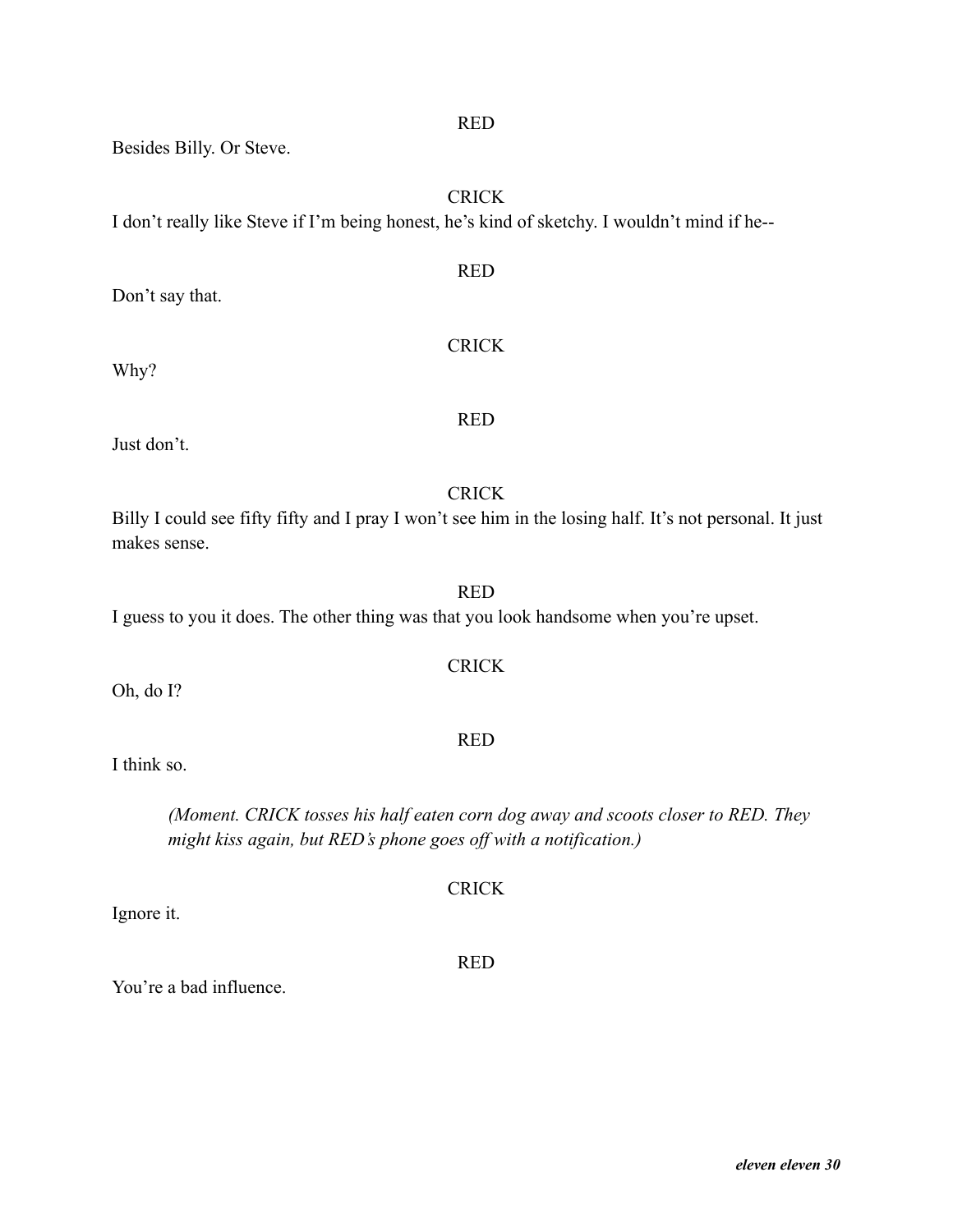RED

Besides Billy. Or Steve.

CRICK

I don’t really like Steve if I’m being honest, he’s kind of sketchy. I wouldn’t mind if he--

RED

Don’t say that.

CRICK

Why?

RED

Just don’t.

CRICK

Billy I could see fifty fifty and I pray I won’t see him in the losing half. It’s not personal. It just makes sense.

RED

I guess to you it does. The other thing was that you look handsome when you’re upset.

CRICK

Oh, do I?

RED

I think so.

*(Moment. CRICK tosses his half eaten corn dog away and scoots closer to RED. They might kiss again, but RED’s phone goes off with a notification.)*

CRICK

Ignore it.

RED

You’re a bad influence.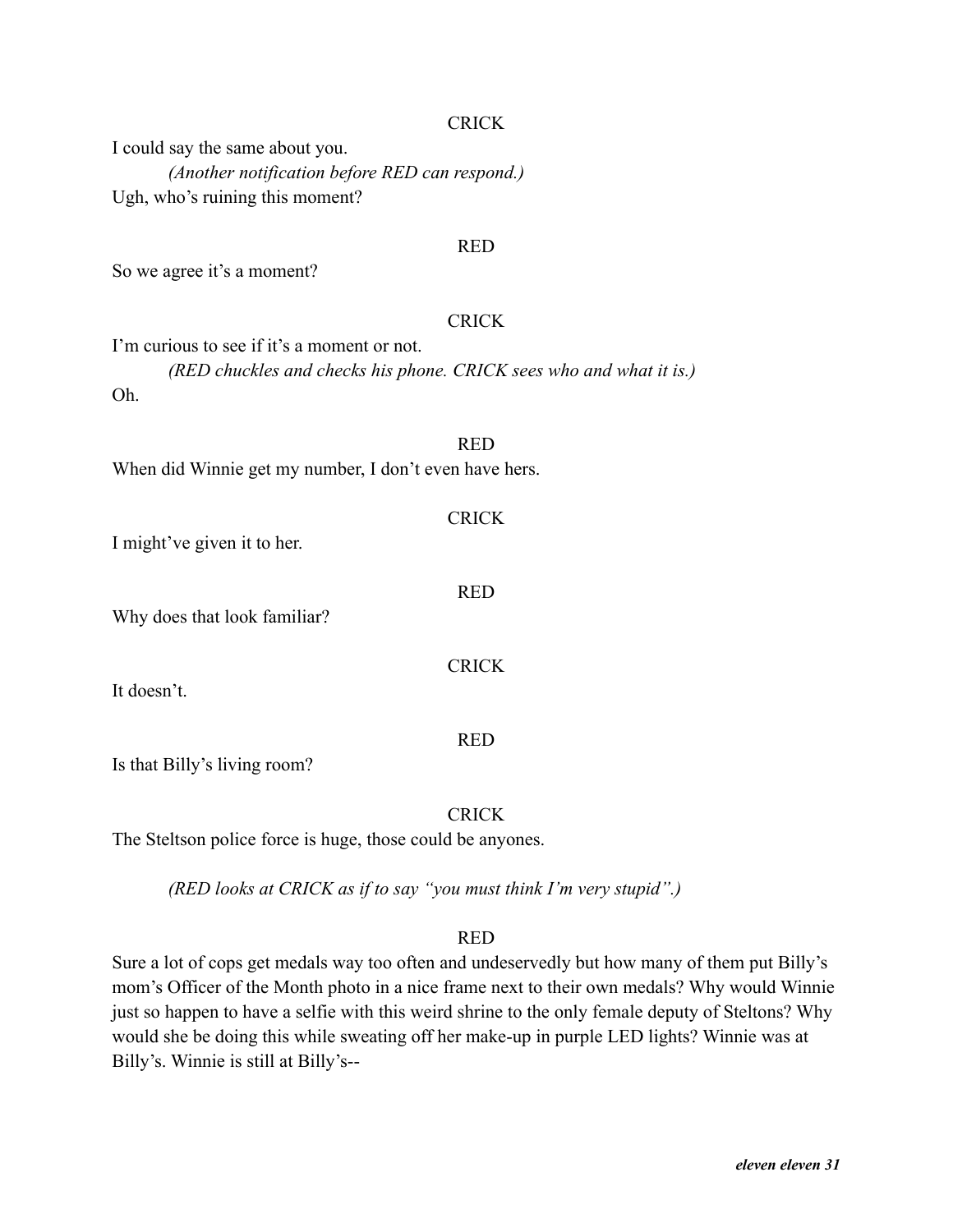CRICK

I could say the same about you.

*(Another notification before RED can respond.)*

Ugh, who's ruining this moment?

RED

So we agree it's a moment?

CRICK

I'm curious to see if it's a moment or not.

*(RED chuckles and checks his phone. CRICK sees who and what it is.)*

Oh.

RED

When did Winnie get my number, I don't even have hers.

CRICK

I might've given it to her.

RED

Why does that look familiar?

CRICK

It doesn't.

RED

Is that Billy's living room?

CRICK

The Steltson police force is huge, those could be anyones.

*(RED looks at CRICK as if to say "you must think I'm very stupid".)*

RED

Sure a lot of cops get medals way too often and undeservedly but how many of them put Billy's mom's Officer of the Month photo in a nice frame next to their own medals? Why would Winnie just so happen to have a selfie with this weird shrine to the only female deputy of Steltons? Why would she be doing this while sweating off her make-up in purple LED lights? Winnie was at Billy's. Winnie is still at Billy's--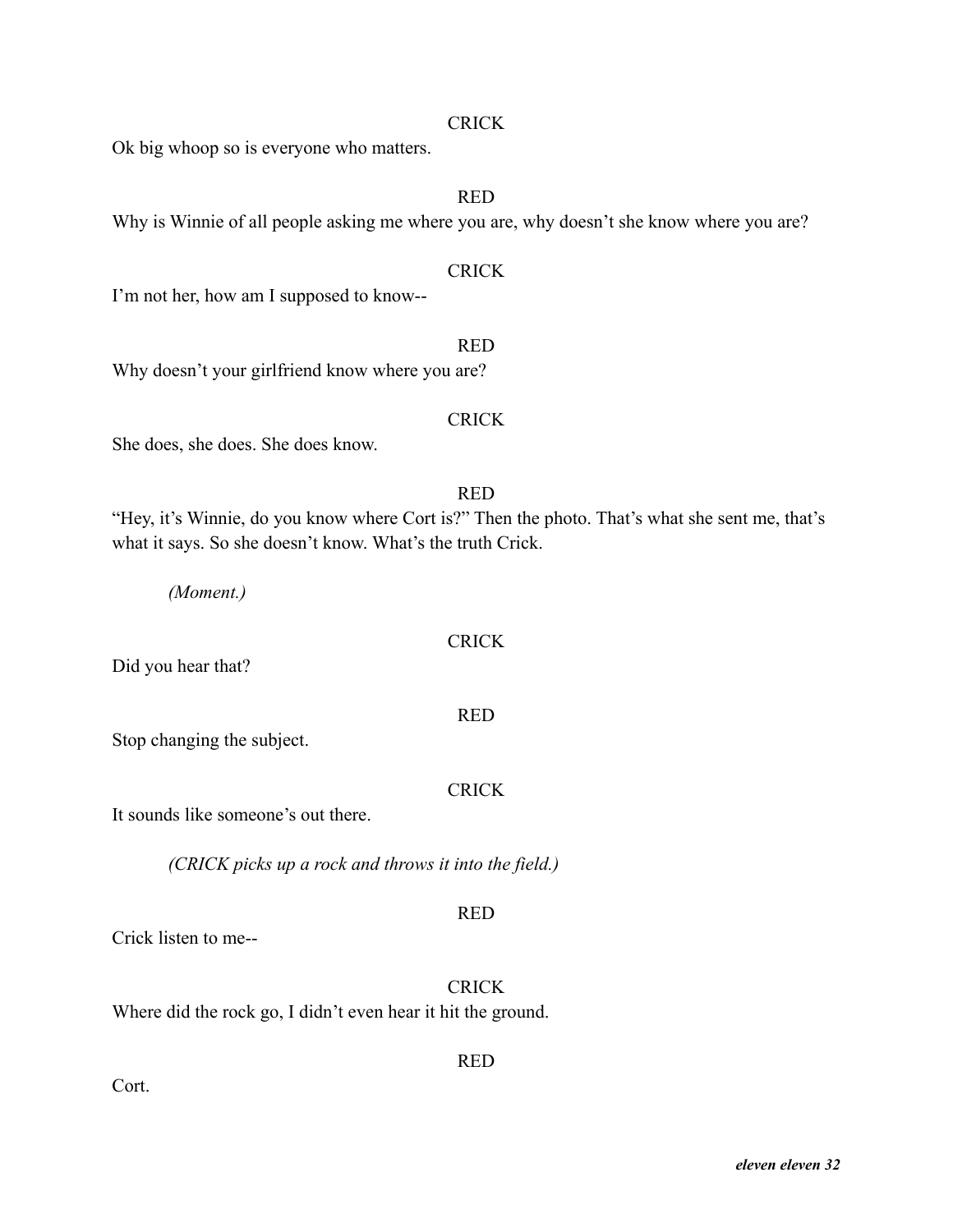CRICK

Ok big whoop so is everyone who matters.

RED

Why is Winnie of all people asking me where you are, why doesn't she know where you are?

CRICK

I'm not her, how am I supposed to know--

RED

Why doesn't your girlfriend know where you are?

CRICK

She does, she does. She does know.

RED

"Hey, it's Winnie, do you know where Cort is?" Then the photo. That's what she sent me, that's what it says. So she doesn't know. What's the truth Crick.

*(Moment.)*

CRICK

Did you hear that?

RED

Stop changing the subject.

CRICK

It sounds like someone's out there.

*(CRICK picks up a rock and throws it into the field.)*

RED

Crick listen to me--

CRICK

Where did the rock go, I didn't even hear it hit the ground.

RED

Cort.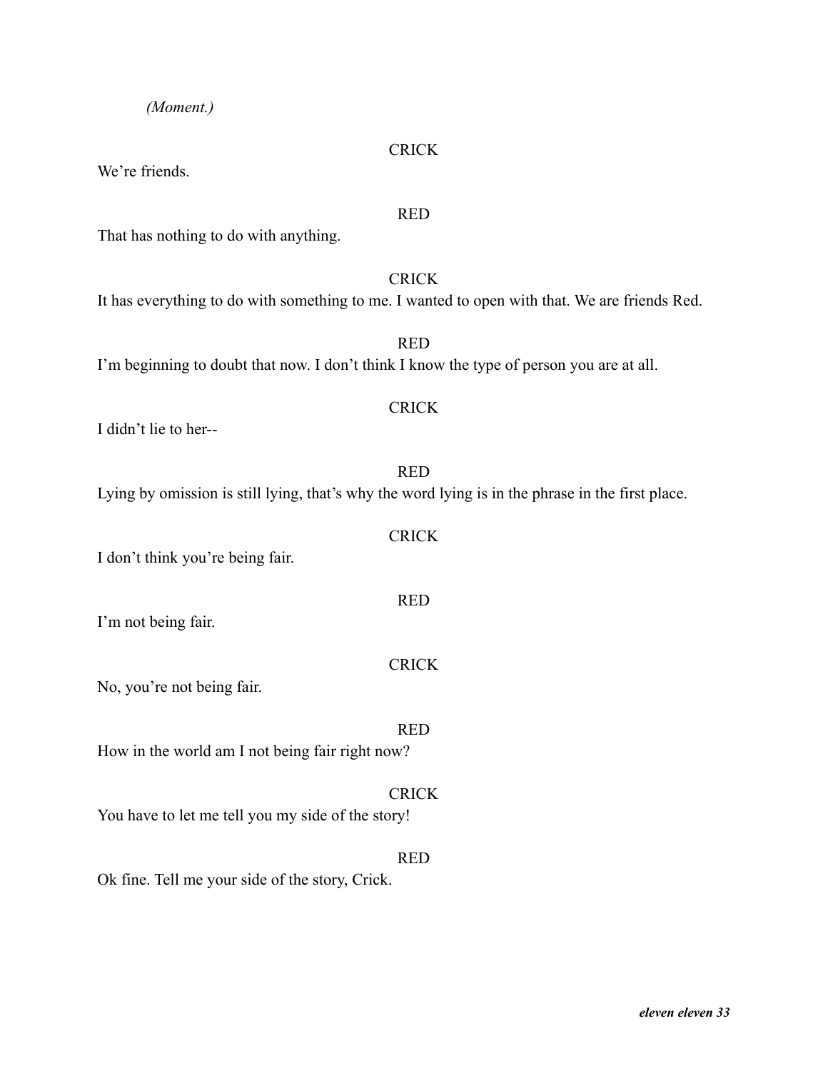*(Moment.)*

CRICK

We're friends.

RED

That has nothing to do with anything.

CRICK

It has everything to do with something to me. I wanted to open with that. We are friends Red.

RED

I'm beginning to doubt that now. I don't think I know the type of person you are at all.

CRICK

I didn't lie to her--

RED

Lying by omission is still lying, that's why the word lying is in the phrase in the first place.

CRICK

I don't think you're being fair.

RED

I'm not being fair.

CRICK

No, you're not being fair.

RED

How in the world am I not being fair right now?

CRICK

You have to let me tell you my side of the story!

RED

Ok fine. Tell me your side of the story, Crick.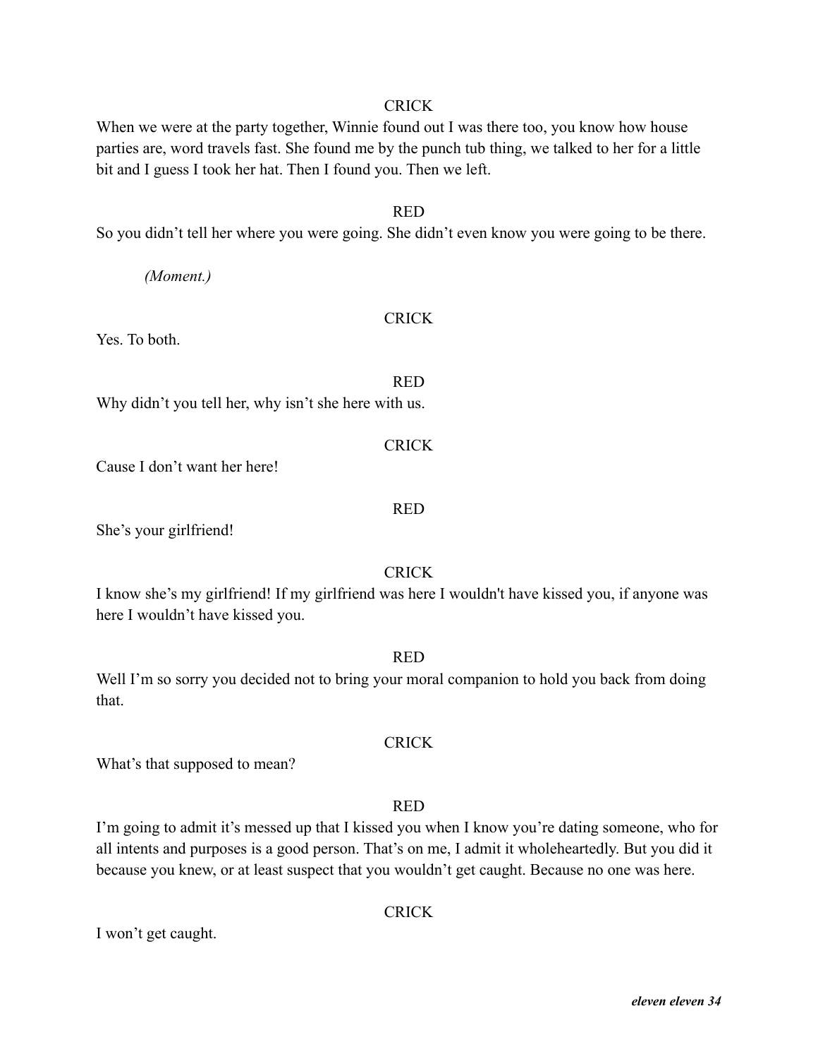CRICK

When we were at the party together, Winnie found out I was there too, you know how house parties are, word travels fast. She found me by the punch tub thing, we talked to her for a little bit and I guess I took her hat. Then I found you. Then we left.

RED

So you didn't tell her where you were going. She didn't even know you were going to be there.

*(Moment.)*

CRICK

Yes. To both.

RED

Why didn't you tell her, why isn't she here with us.

CRICK

Cause I don't want her here!

RED

She's your girlfriend!

CRICK

I know she's my girlfriend! If my girlfriend was here I wouldn't have kissed you, if anyone was here I wouldn't have kissed you.

RED

Well I'm so sorry you decided not to bring your moral companion to hold you back from doing that.

CRICK

What's that supposed to mean?

RED

I'm going to admit it's messed up that I kissed you when I know you're dating someone, who for all intents and purposes is a good person. That's on me, I admit it wholeheartedly. But you did it because you knew, or at least suspect that you wouldn't get caught. Because no one was here.

CRICK

I won't get caught.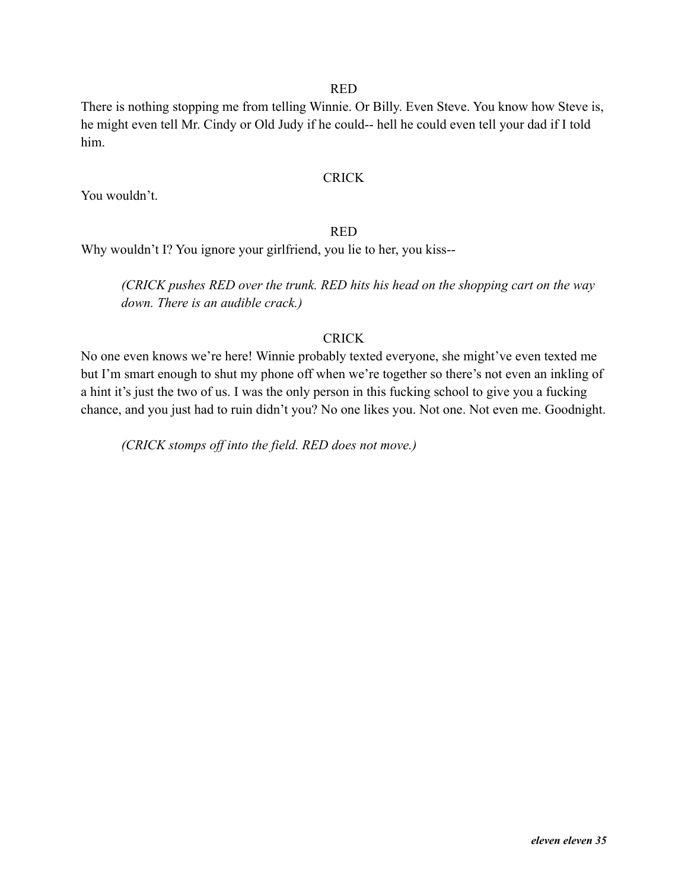RED

There is nothing stopping me from telling Winnie. Or Billy. Even Steve. You know how Steve is, he might even tell Mr. Cindy or Old Judy if he could-- hell he could even tell your dad if I told him.

CRICK

You wouldn't.

RED

Why wouldn't I? You ignore your girlfriend, you lie to her, you kiss--

> *(CRICK pushes RED over the trunk. RED hits his head on the shopping cart on the way down. There is an audible crack.)*

CRICK

No one even knows we're here! Winnie probably texted everyone, she might've even texted me but I'm smart enough to shut my phone off when we're together so there's not even an inkling of a hint it's just the two of us. I was the only person in this fucking school to give you a fucking chance, and you just had to ruin didn't you? No one likes you. Not one. Not even me. Goodnight.

> *(CRICK stomps off into the field. RED does not move.)*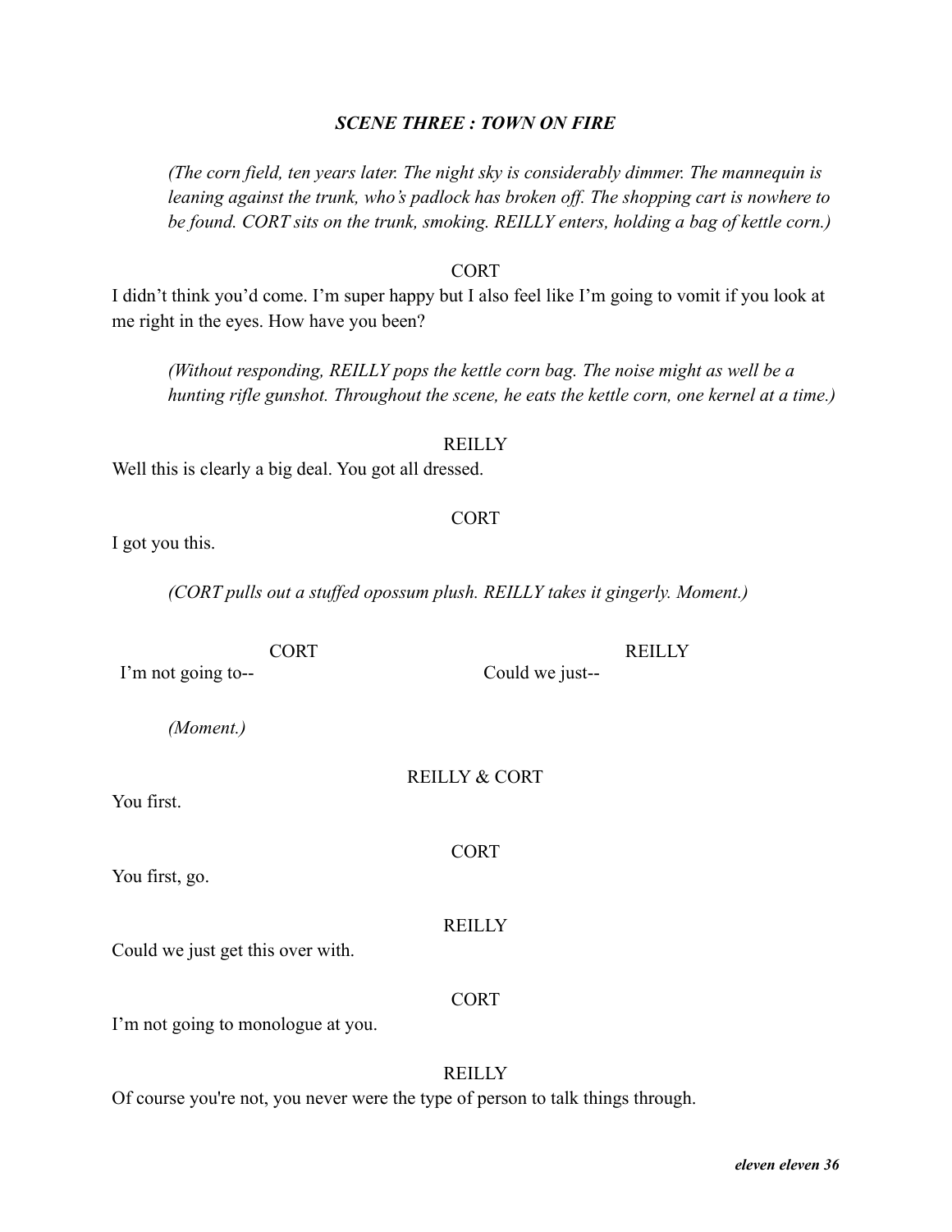### *SCENE THREE : TOWN ON FIRE*

*(The corn field, ten years later. The night sky is considerably dimmer. The mannequin is leaning against the trunk, who's padlock has broken off. The shopping cart is nowhere to be found. CORT sits on the trunk, smoking. REILLY enters, holding a bag of kettle corn.)*

CORT

I didn't think you'd come. I'm super happy but I also feel like I'm going to vomit if you look at me right in the eyes. How have you been?

*(Without responding, REILLY pops the kettle corn bag. The noise might as well be a hunting rifle gunshot. Throughout the scene, he eats the kettle corn, one kernel at a time.)*

REILLY

Well this is clearly a big deal. You got all dressed.

CORT

I got you this.

*(CORT pulls out a stuffed opossum plush. REILLY takes it gingerly. Moment.)*

CORT

I'm not going to--

REILLY

Could we just--

*(Moment.)*

REILLY & CORT

You first.

CORT

You first, go.

REILLY

Could we just get this over with.

CORT

I'm not going to monologue at you.

REILLY

Of course you're not, you never were the type of person to talk things through.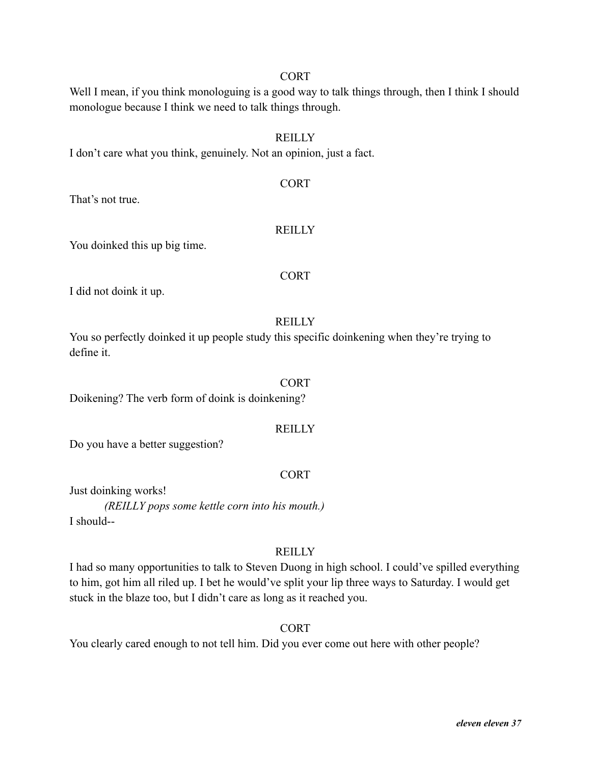CORT

Well I mean, if you think monologuing is a good way to talk things through, then I think I should monologue because I think we need to talk things through.

REILLY

I don't care what you think, genuinely. Not an opinion, just a fact.

CORT

That's not true.

REILLY

You doinked this up big time.

CORT

I did not doink it up.

REILLY

You so perfectly doinked it up people study this specific doinkening when they're trying to define it.

CORT

Doikening? The verb form of doink is doinkening?

REILLY

Do you have a better suggestion?

CORT

Just doinking works!

*(REILLY pops some kettle corn into his mouth.)*

I should--

REILLY

I had so many opportunities to talk to Steven Duong in high school. I could've spilled everything to him, got him all riled up. I bet he would've split your lip three ways to Saturday. I would get stuck in the blaze too, but I didn't care as long as it reached you.

CORT

You clearly cared enough to not tell him. Did you ever come out here with other people?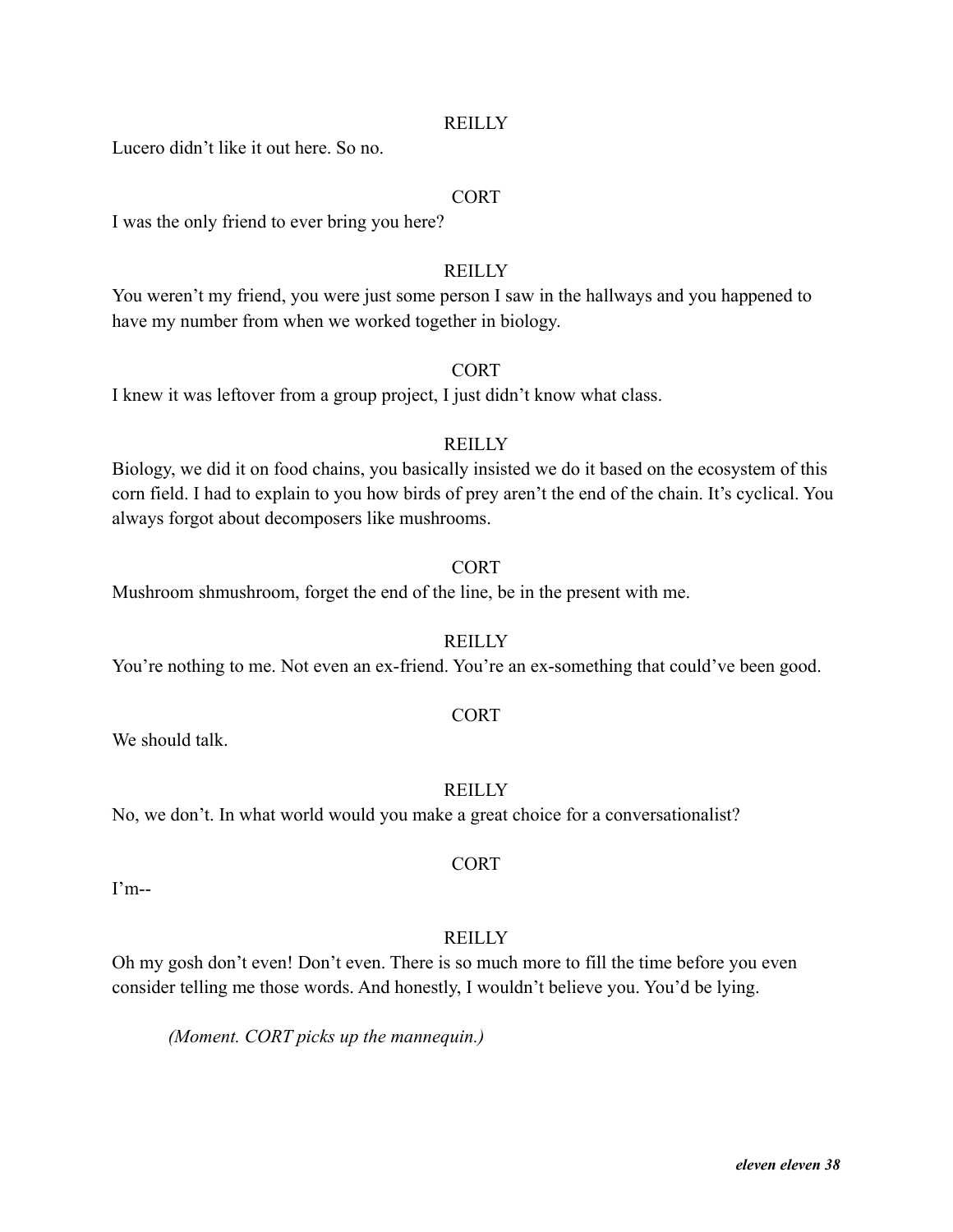REILLY

Lucero didn't like it out here. So no.

CORT

I was the only friend to ever bring you here?

REILLY

You weren't my friend, you were just some person I saw in the hallways and you happened to have my number from when we worked together in biology.

CORT

I knew it was leftover from a group project, I just didn't know what class.

REILLY

Biology, we did it on food chains, you basically insisted we do it based on the ecosystem of this corn field. I had to explain to you how birds of prey aren't the end of the chain. It's cyclical. You always forgot about decomposers like mushrooms.

CORT

Mushroom shmushroom, forget the end of the line, be in the present with me.

REILLY

You're nothing to me. Not even an ex-friend. You're an ex-something that could've been good.

CORT

We should talk.

REILLY

No, we don't. In what world would you make a great choice for a conversationalist?

CORT

I'm--

REILLY

Oh my gosh don't even! Don't even. There is so much more to fill the time before you even consider telling me those words. And honestly, I wouldn't believe you. You'd be lying.

*(Moment. CORT picks up the mannequin.)*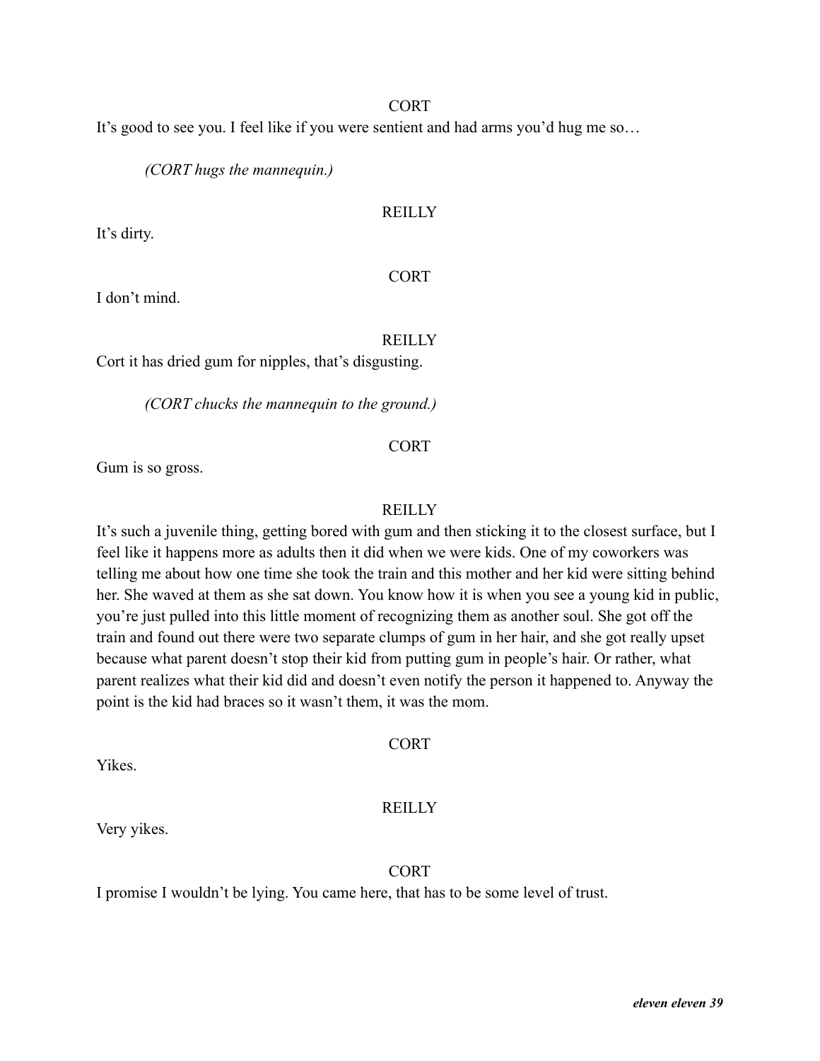CORT

It's good to see you. I feel like if you were sentient and had arms you'd hug me so…

*(CORT hugs the mannequin.)*

REILLY

It's dirty.

CORT

I don't mind.

REILLY

Cort it has dried gum for nipples, that's disgusting.

*(CORT chucks the mannequin to the ground.)*

CORT

Gum is so gross.

REILLY

It's such a juvenile thing, getting bored with gum and then sticking it to the closest surface, but I feel like it happens more as adults then it did when we were kids. One of my coworkers was telling me about how one time she took the train and this mother and her kid were sitting behind her. She waved at them as she sat down. You know how it is when you see a young kid in public, you're just pulled into this little moment of recognizing them as another soul. She got off the train and found out there were two separate clumps of gum in her hair, and she got really upset because what parent doesn't stop their kid from putting gum in people's hair. Or rather, what parent realizes what their kid did and doesn't even notify the person it happened to. Anyway the point is the kid had braces so it wasn't them, it was the mom.

CORT

Yikes.

REILLY

Very yikes.

CORT

I promise I wouldn't be lying. You came here, that has to be some level of trust.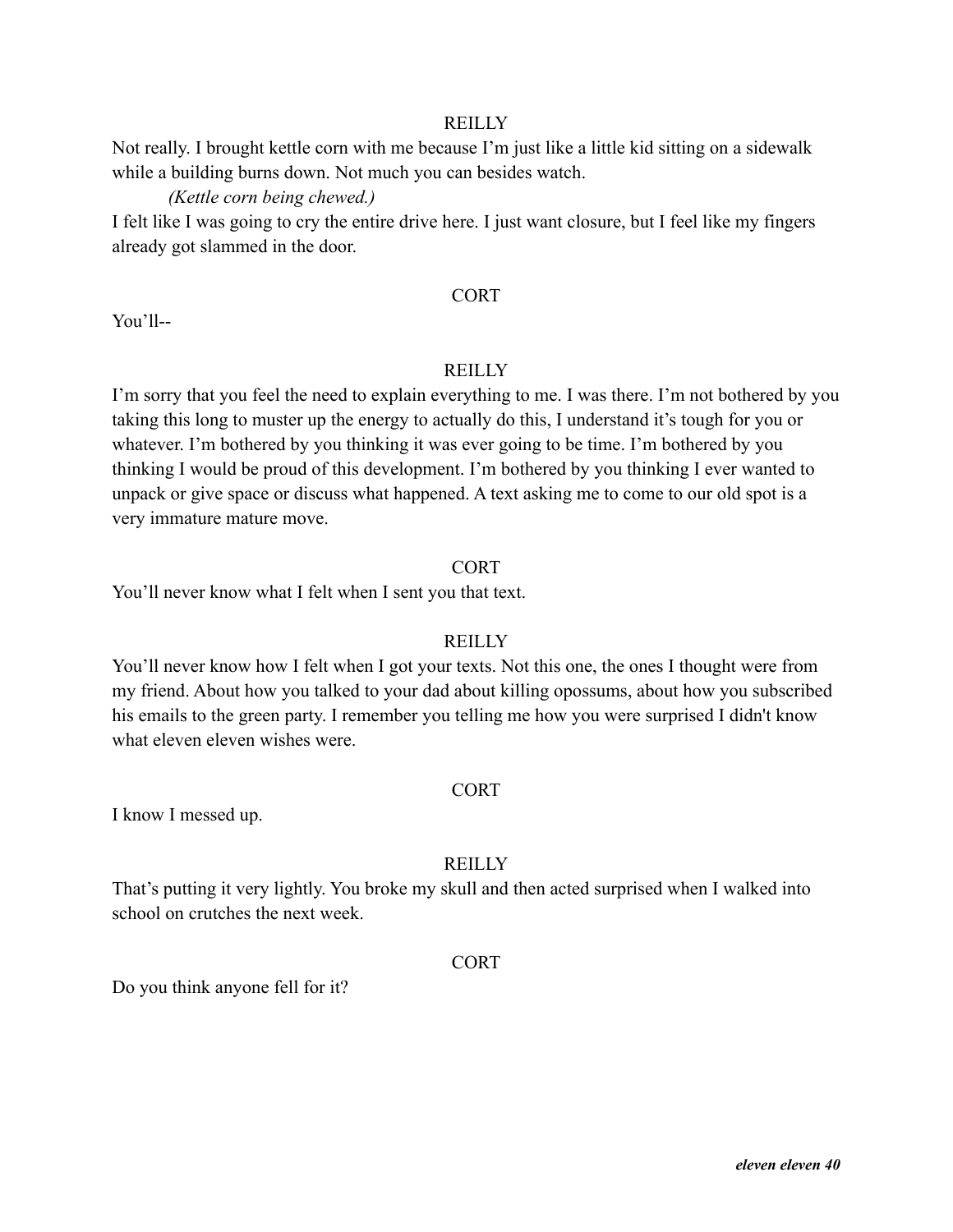REILLY

Not really. I brought kettle corn with me because I'm just like a little kid sitting on a sidewalk while a building burns down. Not much you can besides watch.

*(Kettle corn being chewed.)*

I felt like I was going to cry the entire drive here. I just want closure, but I feel like my fingers already got slammed in the door.

CORT

You'll--

REILLY

I'm sorry that you feel the need to explain everything to me. I was there. I'm not bothered by you taking this long to muster up the energy to actually do this, I understand it's tough for you or whatever. I'm bothered by you thinking it was ever going to be time. I'm bothered by you thinking I would be proud of this development. I'm bothered by you thinking I ever wanted to unpack or give space or discuss what happened. A text asking me to come to our old spot is a very immature mature move.

CORT

You'll never know what I felt when I sent you that text.

REILLY

You'll never know how I felt when I got your texts. Not this one, the ones I thought were from my friend. About how you talked to your dad about killing opossums, about how you subscribed his emails to the green party. I remember you telling me how you were surprised I didn't know what eleven eleven wishes were.

CORT

I know I messed up.

REILLY

That's putting it very lightly. You broke my skull and then acted surprised when I walked into school on crutches the next week.

CORT

Do you think anyone fell for it?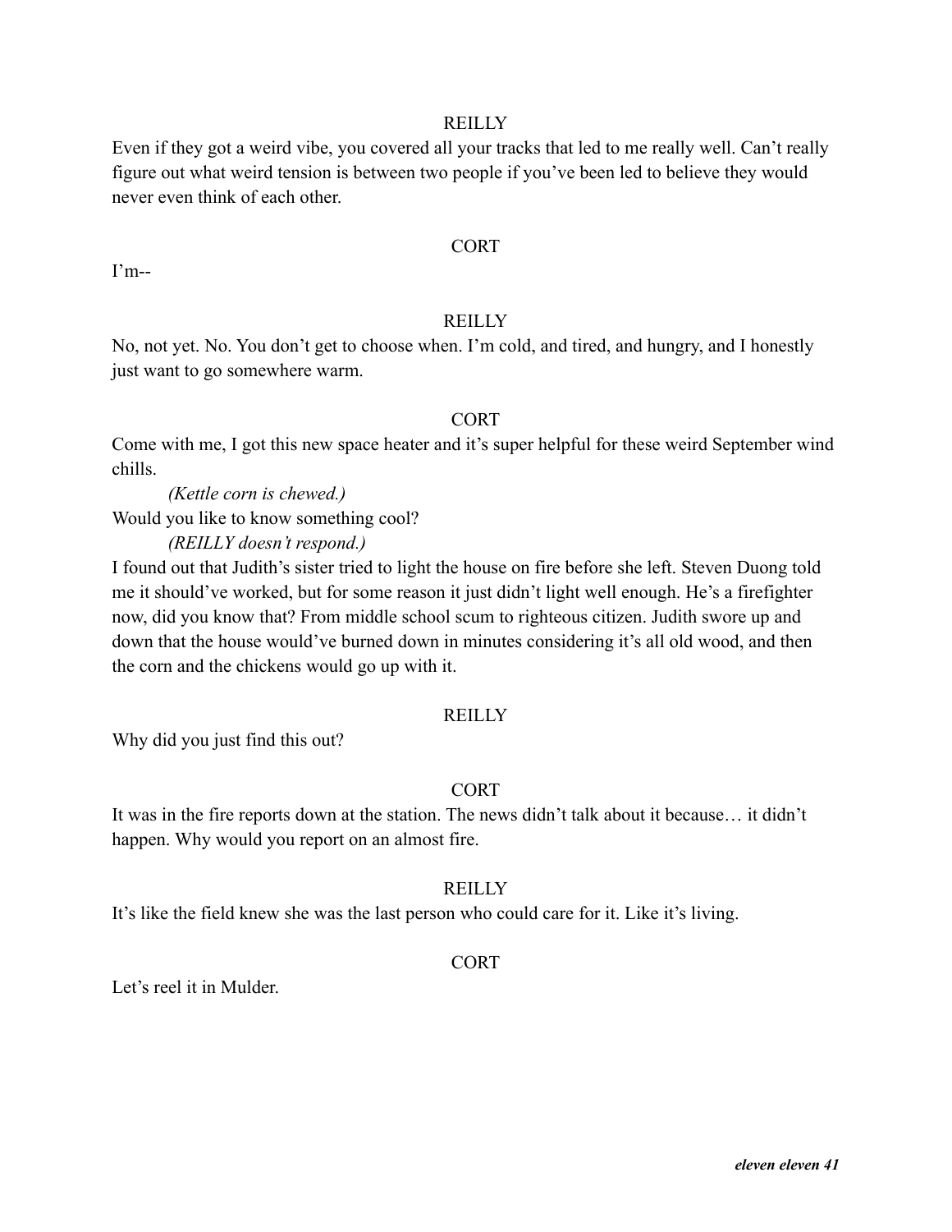REILLY

Even if they got a weird vibe, you covered all your tracks that led to me really well. Can't really figure out what weird tension is between two people if you've been led to believe they would never even think of each other.

CORT

I'm--

REILLY

No, not yet. No. You don't get to choose when. I'm cold, and tired, and hungry, and I honestly just want to go somewhere warm.

CORT

Come with me, I got this new space heater and it's super helpful for these weird September wind chills.

*(Kettle corn is chewed.)*

Would you like to know something cool?

*(REILLY doesn't respond.)*

I found out that Judith's sister tried to light the house on fire before she left. Steven Duong told me it should've worked, but for some reason it just didn't light well enough. He's a firefighter now, did you know that? From middle school scum to righteous citizen. Judith swore up and down that the house would've burned down in minutes considering it's all old wood, and then the corn and the chickens would go up with it.

REILLY

Why did you just find this out?

CORT

It was in the fire reports down at the station. The news didn't talk about it because… it didn't happen. Why would you report on an almost fire.

REILLY

It's like the field knew she was the last person who could care for it. Like it's living.

CORT

Let's reel it in Mulder.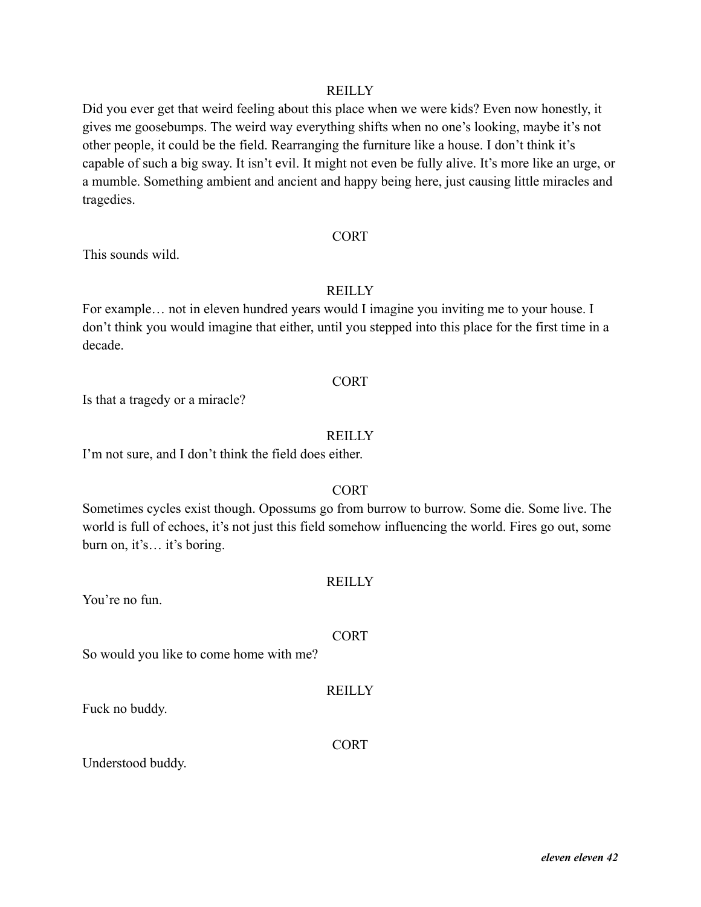REILLY

Did you ever get that weird feeling about this place when we were kids? Even now honestly, it gives me goosebumps. The weird way everything shifts when no one's looking, maybe it's not other people, it could be the field. Rearranging the furniture like a house. I don't think it's capable of such a big sway. It isn't evil. It might not even be fully alive. It's more like an urge, or a mumble. Something ambient and ancient and happy being here, just causing little miracles and tragedies.

CORT

This sounds wild.

REILLY

For example… not in eleven hundred years would I imagine you inviting me to your house. I don't think you would imagine that either, until you stepped into this place for the first time in a decade.

CORT

Is that a tragedy or a miracle?

REILLY

I'm not sure, and I don't think the field does either.

CORT

Sometimes cycles exist though. Opossums go from burrow to burrow. Some die. Some live. The world is full of echoes, it's not just this field somehow influencing the world. Fires go out, some burn on, it's… it's boring.

REILLY

You're no fun.

CORT

So would you like to come home with me?

REILLY

Fuck no buddy.

CORT

Understood buddy.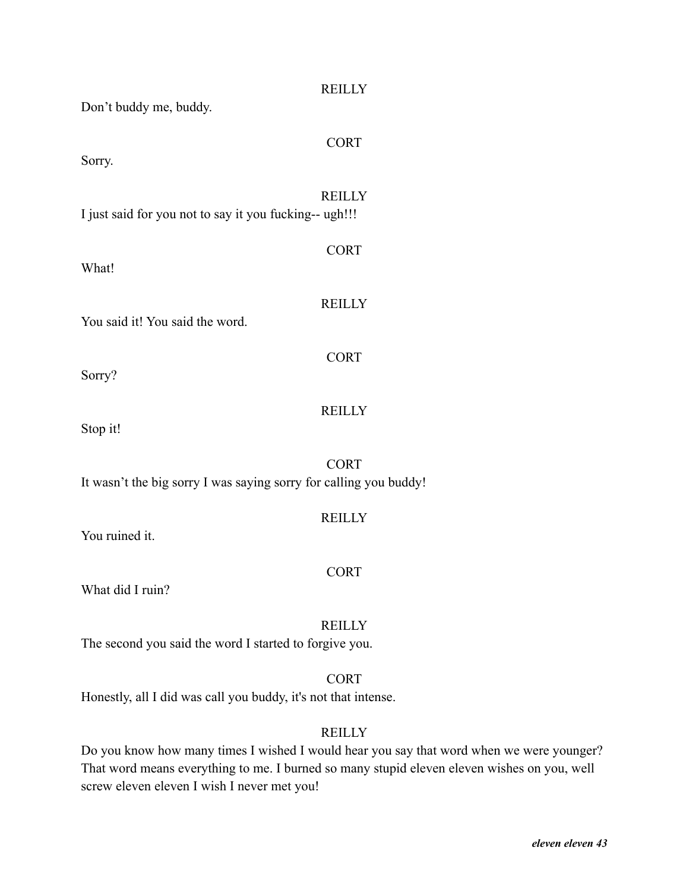REILLY

Don't buddy me, buddy.

CORT

Sorry.

REILLY

I just said for you not to say it you fucking-- ugh!!!

CORT

What!

REILLY

You said it! You said the word.

CORT

Sorry?

REILLY

Stop it!

CORT

It wasn't the big sorry I was saying sorry for calling you buddy!

REILLY

You ruined it.

CORT

What did I ruin?

REILLY

The second you said the word I started to forgive you.

CORT

Honestly, all I did was call you buddy, it's not that intense.

REILLY

Do you know how many times I wished I would hear you say that word when we were younger? That word means everything to me. I burned so many stupid eleven eleven wishes on you, well screw eleven eleven I wish I never met you!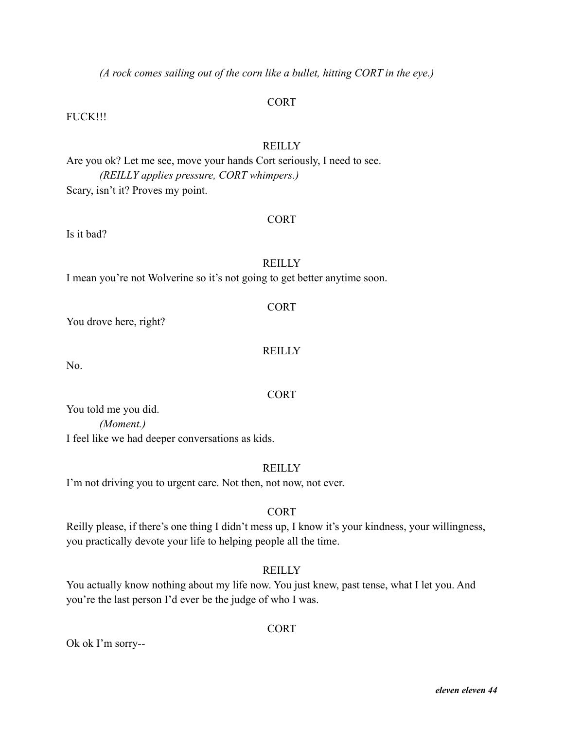*(A rock comes sailing out of the corn like a bullet, hitting CORT in the eye.)*

CORT

FUCK!!!

REILLY

Are you ok? Let me see, move your hands Cort seriously, I need to see.

*(REILLY applies pressure, CORT whimpers.)*

Scary, isn't it? Proves my point.

CORT

Is it bad?

REILLY

I mean you're not Wolverine so it's not going to get better anytime soon.

CORT

You drove here, right?

REILLY

No.

CORT

You told me you did.

*(Moment.)*

I feel like we had deeper conversations as kids.

REILLY

I'm not driving you to urgent care. Not then, not now, not ever.

CORT

Reilly please, if there's one thing I didn't mess up, I know it's your kindness, your willingness, you practically devote your life to helping people all the time.

REILLY

You actually know nothing about my life now. You just knew, past tense, what I let you. And you're the last person I'd ever be the judge of who I was.

CORT

Ok ok I'm sorry--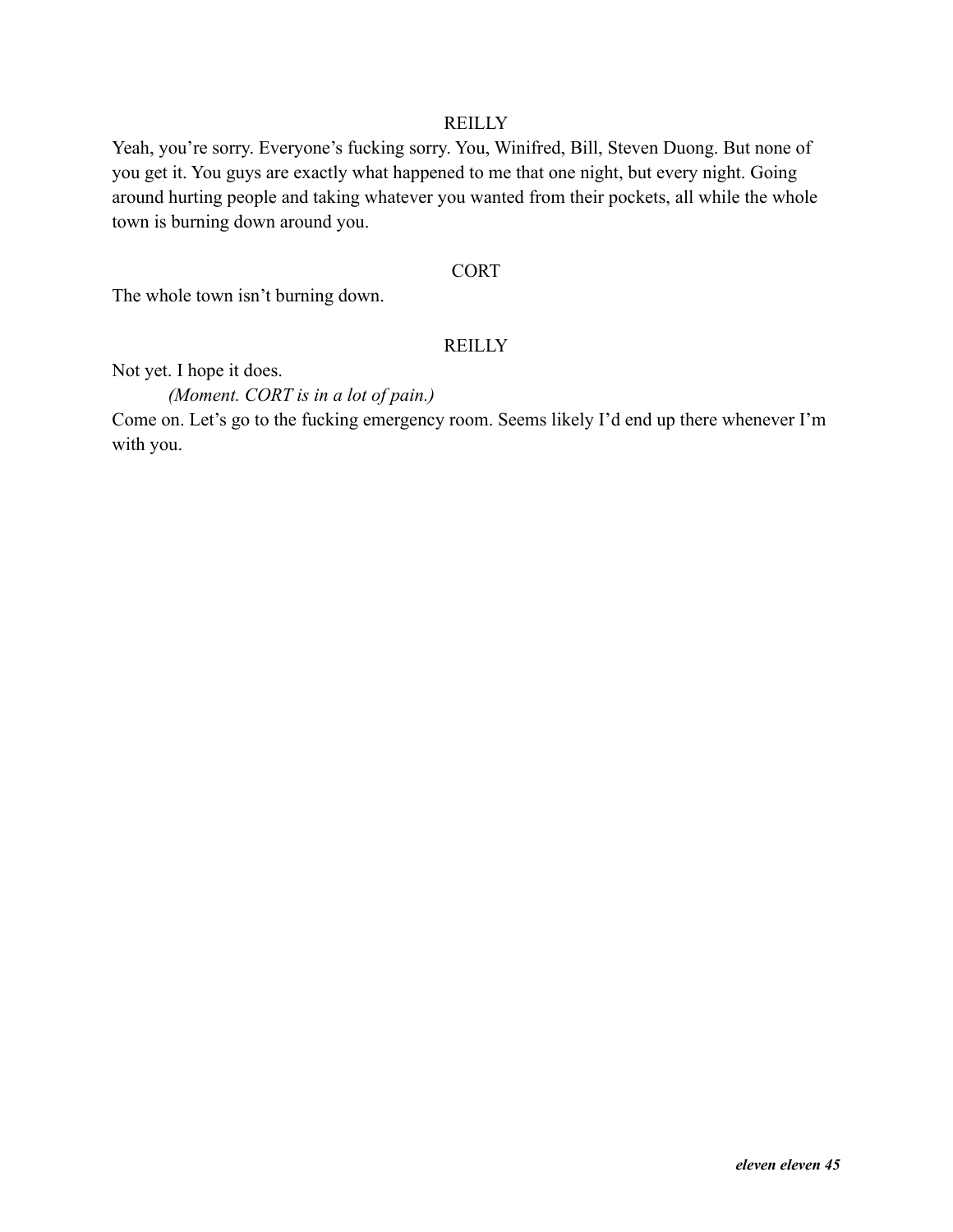REILLY

Yeah, you're sorry. Everyone's fucking sorry. You, Winifred, Bill, Steven Duong. But none of you get it. You guys are exactly what happened to me that one night, but every night. Going around hurting people and taking whatever you wanted from their pockets, all while the whole town is burning down around you.

CORT

The whole town isn't burning down.

REILLY

Not yet. I hope it does.

*(Moment. CORT is in a lot of pain.)*

Come on. Let's go to the fucking emergency room. Seems likely I'd end up there whenever I'm with you.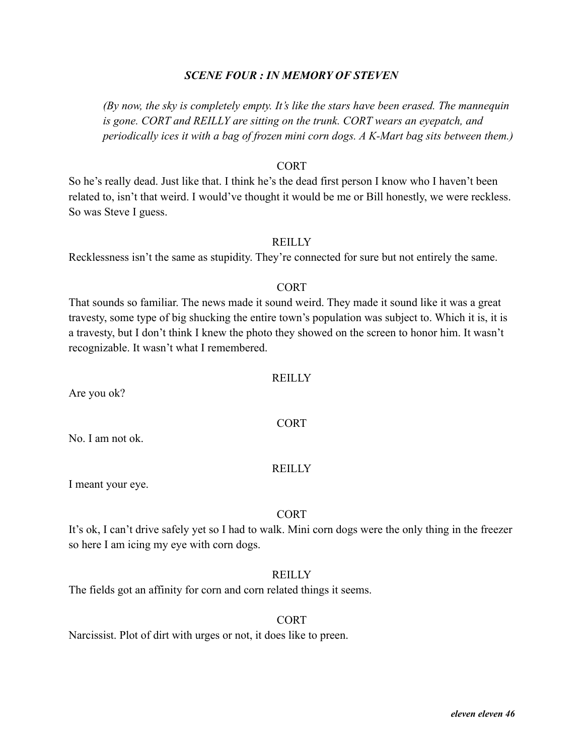### *SCENE FOUR : IN MEMORY OF STEVEN*

*(By now, the sky is completely empty. It's like the stars have been erased. The mannequin is gone. CORT and REILLY are sitting on the trunk. CORT wears an eyepatch, and periodically ices it with a bag of frozen mini corn dogs. A K-Mart bag sits between them.)*

CORT

So he's really dead. Just like that. I think he's the dead first person I know who I haven't been related to, isn't that weird. I would've thought it would be me or Bill honestly, we were reckless. So was Steve I guess.

REILLY

Recklessness isn't the same as stupidity. They're connected for sure but not entirely the same.

CORT

That sounds so familiar. The news made it sound weird. They made it sound like it was a great travesty, some type of big shucking the entire town's population was subject to. Which it is, it is a travesty, but I don't think I knew the photo they showed on the screen to honor him. It wasn't recognizable. It wasn't what I remembered.

REILLY

Are you ok?

CORT

No. I am not ok.

REILLY

I meant your eye.

CORT

It's ok, I can't drive safely yet so I had to walk. Mini corn dogs were the only thing in the freezer so here I am icing my eye with corn dogs.

REILLY

The fields got an affinity for corn and corn related things it seems.

CORT

Narcissist. Plot of dirt with urges or not, it does like to preen.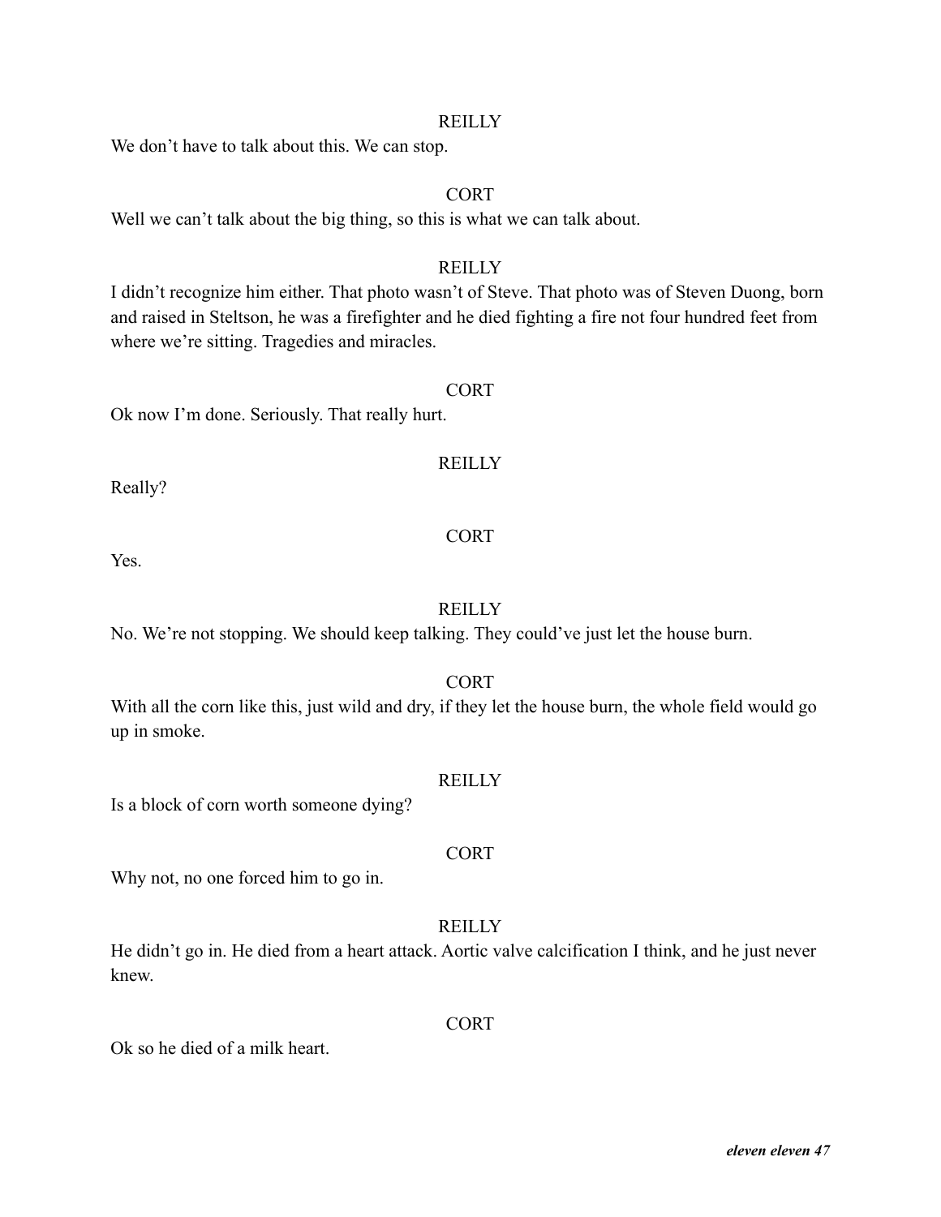REILLY

We don't have to talk about this. We can stop.

CORT

Well we can't talk about the big thing, so this is what we can talk about.

REILLY

I didn't recognize him either. That photo wasn't of Steve. That photo was of Steven Duong, born and raised in Steltson, he was a firefighter and he died fighting a fire not four hundred feet from where we're sitting. Tragedies and miracles.

CORT

Ok now I'm done. Seriously. That really hurt.

REILLY

Really?

CORT

Yes.

REILLY

No. We're not stopping. We should keep talking. They could've just let the house burn.

CORT

With all the corn like this, just wild and dry, if they let the house burn, the whole field would go up in smoke.

REILLY

Is a block of corn worth someone dying?

CORT

Why not, no one forced him to go in.

REILLY

He didn't go in. He died from a heart attack. Aortic valve calcification I think, and he just never knew.

CORT

Ok so he died of a milk heart.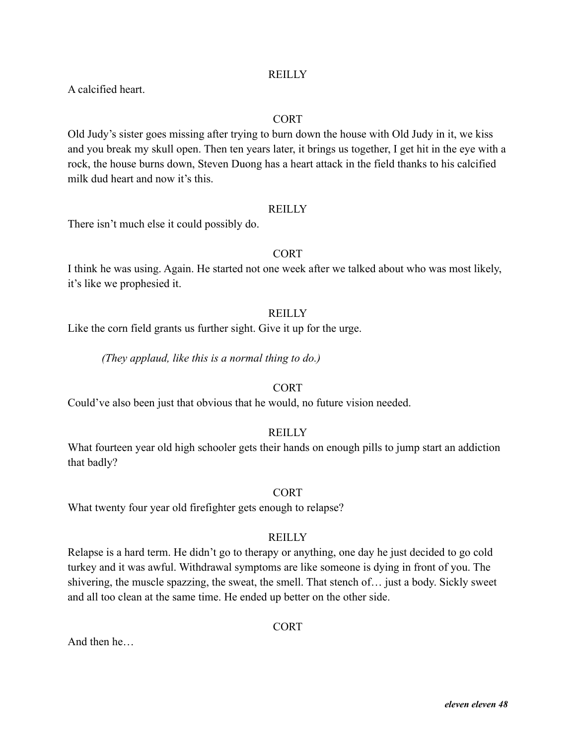REILLY

A calcified heart.

CORT

Old Judy's sister goes missing after trying to burn down the house with Old Judy in it, we kiss and you break my skull open. Then ten years later, it brings us together, I get hit in the eye with a rock, the house burns down, Steven Duong has a heart attack in the field thanks to his calcified milk dud heart and now it's this.

REILLY

There isn't much else it could possibly do.

CORT

I think he was using. Again. He started not one week after we talked about who was most likely, it's like we prophesied it.

REILLY

Like the corn field grants us further sight. Give it up for the urge.

*(They applaud, like this is a normal thing to do.)*

CORT

Could've also been just that obvious that he would, no future vision needed.

REILLY

What fourteen year old high schooler gets their hands on enough pills to jump start an addiction that badly?

CORT

What twenty four year old firefighter gets enough to relapse?

REILLY

Relapse is a hard term. He didn't go to therapy or anything, one day he just decided to go cold turkey and it was awful. Withdrawal symptoms are like someone is dying in front of you. The shivering, the muscle spazzing, the sweat, the smell. That stench of… just a body. Sickly sweet and all too clean at the same time. He ended up better on the other side.

CORT

And then he…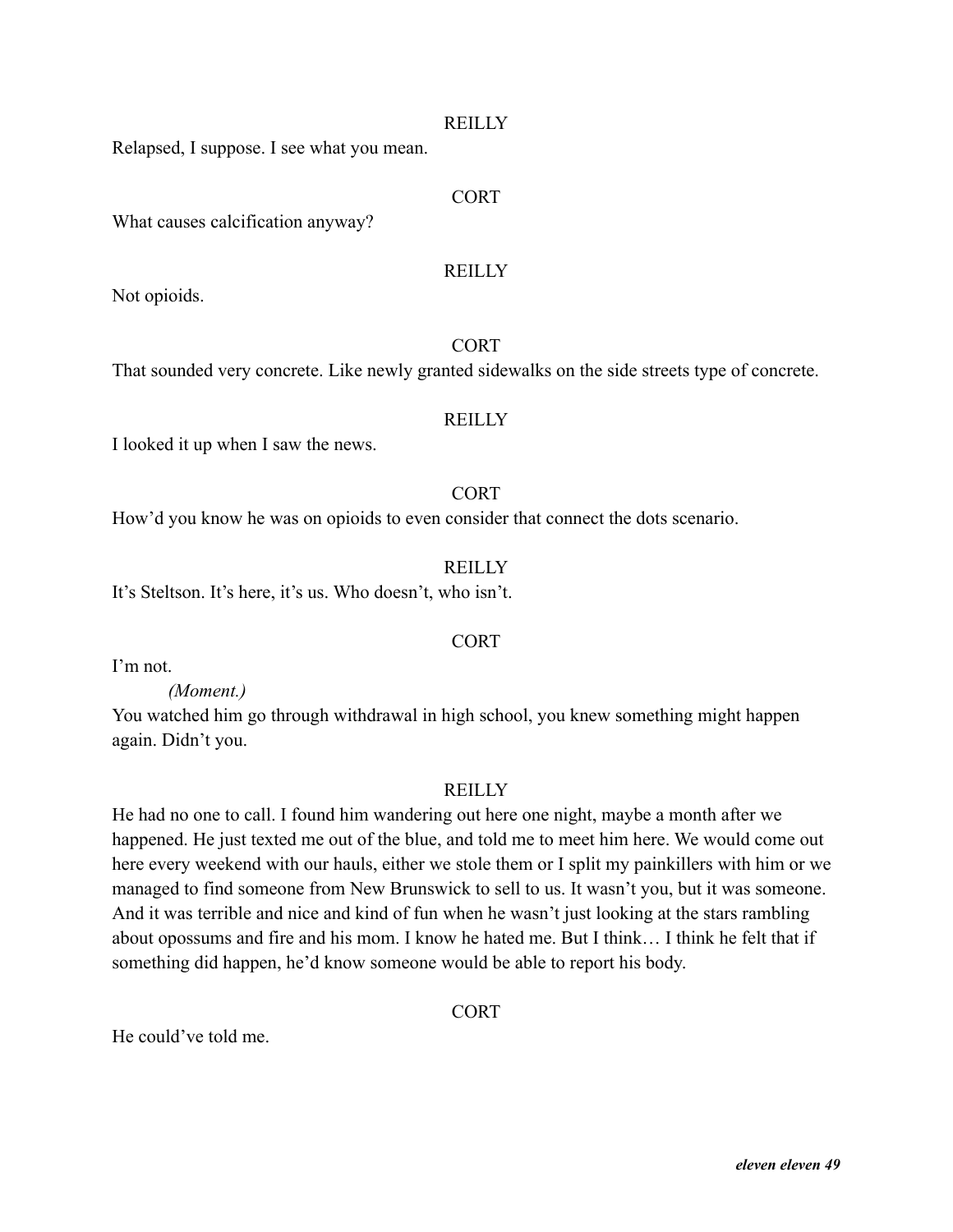REILLY

Relapsed, I suppose. I see what you mean.

CORT

What causes calcification anyway?

REILLY

Not opioids.

CORT

That sounded very concrete. Like newly granted sidewalks on the side streets type of concrete.

REILLY

I looked it up when I saw the news.

CORT

How'd you know he was on opioids to even consider that connect the dots scenario.

REILLY

It's Steltson. It's here, it's us. Who doesn't, who isn't.

CORT

I'm not.

*(Moment.)*

You watched him go through withdrawal in high school, you knew something might happen again. Didn't you.

REILLY

He had no one to call. I found him wandering out here one night, maybe a month after we happened. He just texted me out of the blue, and told me to meet him here. We would come out here every weekend with our hauls, either we stole them or I split my painkillers with him or we managed to find someone from New Brunswick to sell to us. It wasn't you, but it was someone. And it was terrible and nice and kind of fun when he wasn't just looking at the stars rambling about opossums and fire and his mom. I know he hated me. But I think… I think he felt that if something did happen, he'd know someone would be able to report his body.

CORT

He could've told me.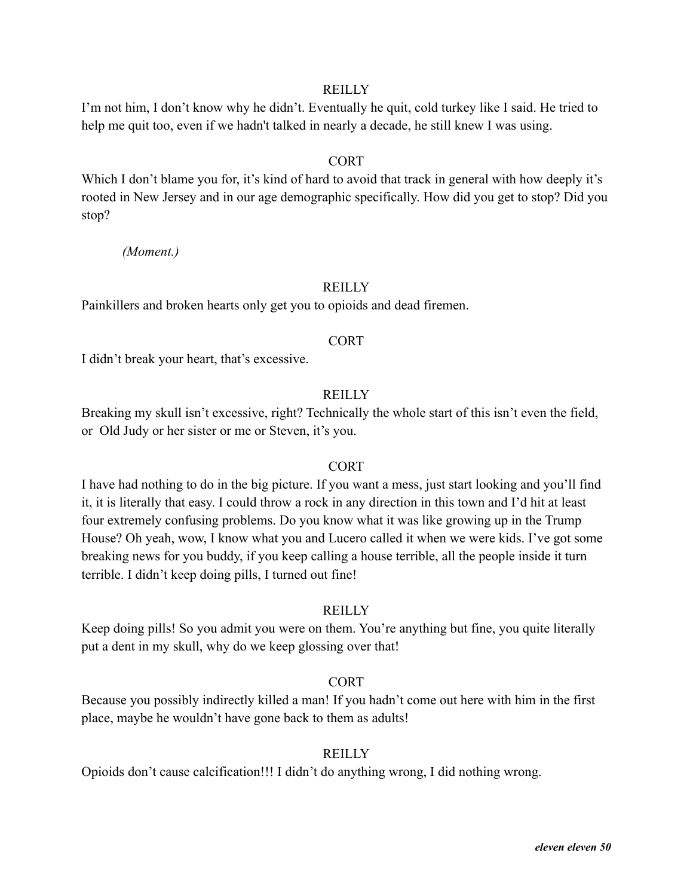REILLY

I'm not him, I don't know why he didn't. Eventually he quit, cold turkey like I said. He tried to help me quit too, even if we hadn't talked in nearly a decade, he still knew I was using.

CORT

Which I don't blame you for, it's kind of hard to avoid that track in general with how deeply it's rooted in New Jersey and in our age demographic specifically. How did you get to stop? Did you stop?

*(Moment.)*

REILLY

Painkillers and broken hearts only get you to opioids and dead firemen.

CORT

I didn't break your heart, that's excessive.

REILLY

Breaking my skull isn't excessive, right? Technically the whole start of this isn't even the field, or Old Judy or her sister or me or Steven, it's you.

CORT

I have had nothing to do in the big picture. If you want a mess, just start looking and you'll find it, it is literally that easy. I could throw a rock in any direction in this town and I'd hit at least four extremely confusing problems. Do you know what it was like growing up in the Trump House? Oh yeah, wow, I know what you and Lucero called it when we were kids. I've got some breaking news for you buddy, if you keep calling a house terrible, all the people inside it turn terrible. I didn't keep doing pills, I turned out fine!

REILLY

Keep doing pills! So you admit you were on them. You're anything but fine, you quite literally put a dent in my skull, why do we keep glossing over that!

CORT

Because you possibly indirectly killed a man! If you hadn't come out here with him in the first place, maybe he wouldn't have gone back to them as adults!

REILLY

Opioids don't cause calcification!!! I didn't do anything wrong, I did nothing wrong.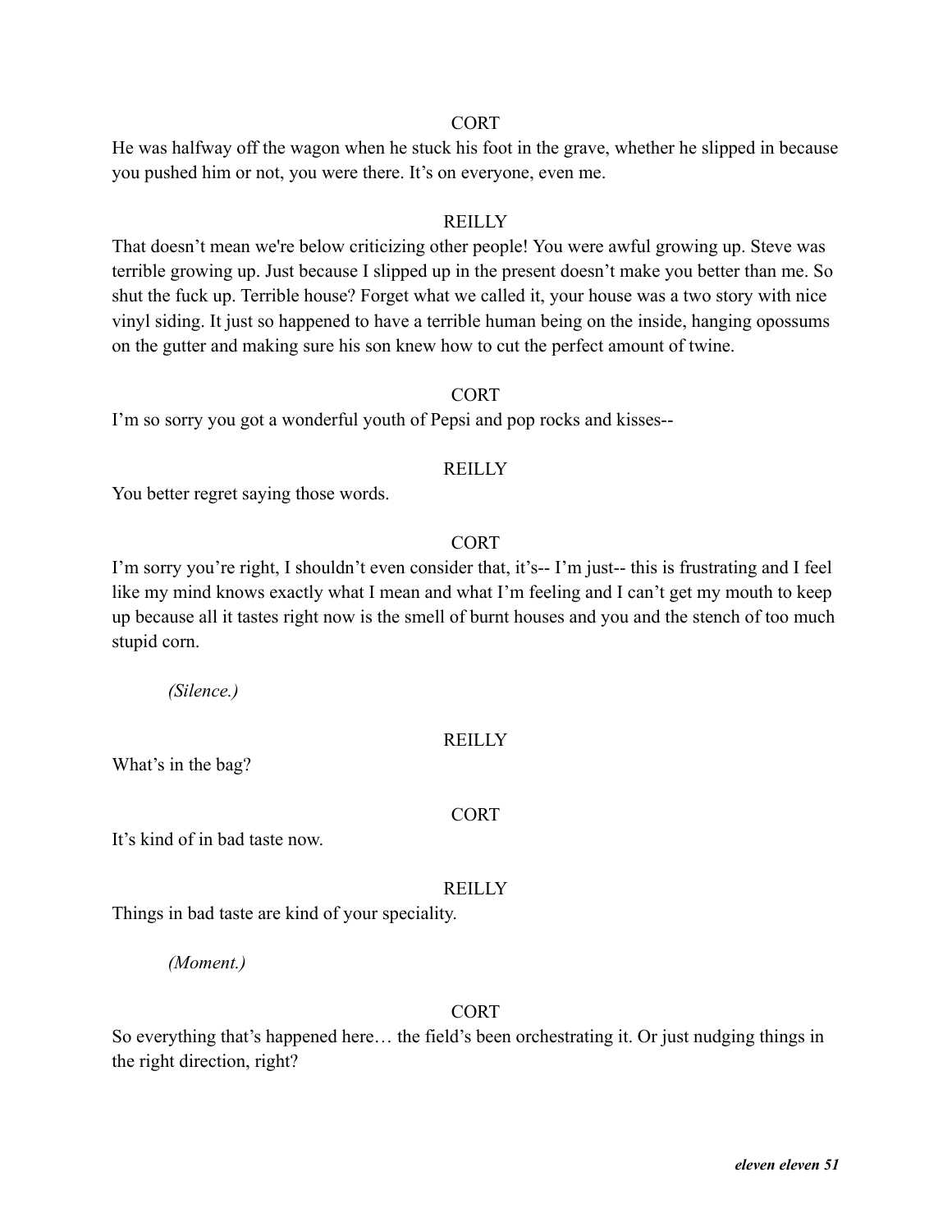CORT

He was halfway off the wagon when he stuck his foot in the grave, whether he slipped in because you pushed him or not, you were there. It's on everyone, even me.

REILLY

That doesn't mean we're below criticizing other people! You were awful growing up. Steve was terrible growing up. Just because I slipped up in the present doesn't make you better than me. So shut the fuck up. Terrible house? Forget what we called it, your house was a two story with nice vinyl siding. It just so happened to have a terrible human being on the inside, hanging opossums on the gutter and making sure his son knew how to cut the perfect amount of twine.

CORT

I'm so sorry you got a wonderful youth of Pepsi and pop rocks and kisses--

REILLY

You better regret saying those words.

CORT

I'm sorry you're right, I shouldn't even consider that, it's-- I'm just-- this is frustrating and I feel like my mind knows exactly what I mean and what I'm feeling and I can't get my mouth to keep up because all it tastes right now is the smell of burnt houses and you and the stench of too much stupid corn.

*(Silence.)*

REILLY

What's in the bag?

CORT

It's kind of in bad taste now.

REILLY

Things in bad taste are kind of your speciality.

*(Moment.)*

CORT

So everything that's happened here… the field's been orchestrating it. Or just nudging things in the right direction, right?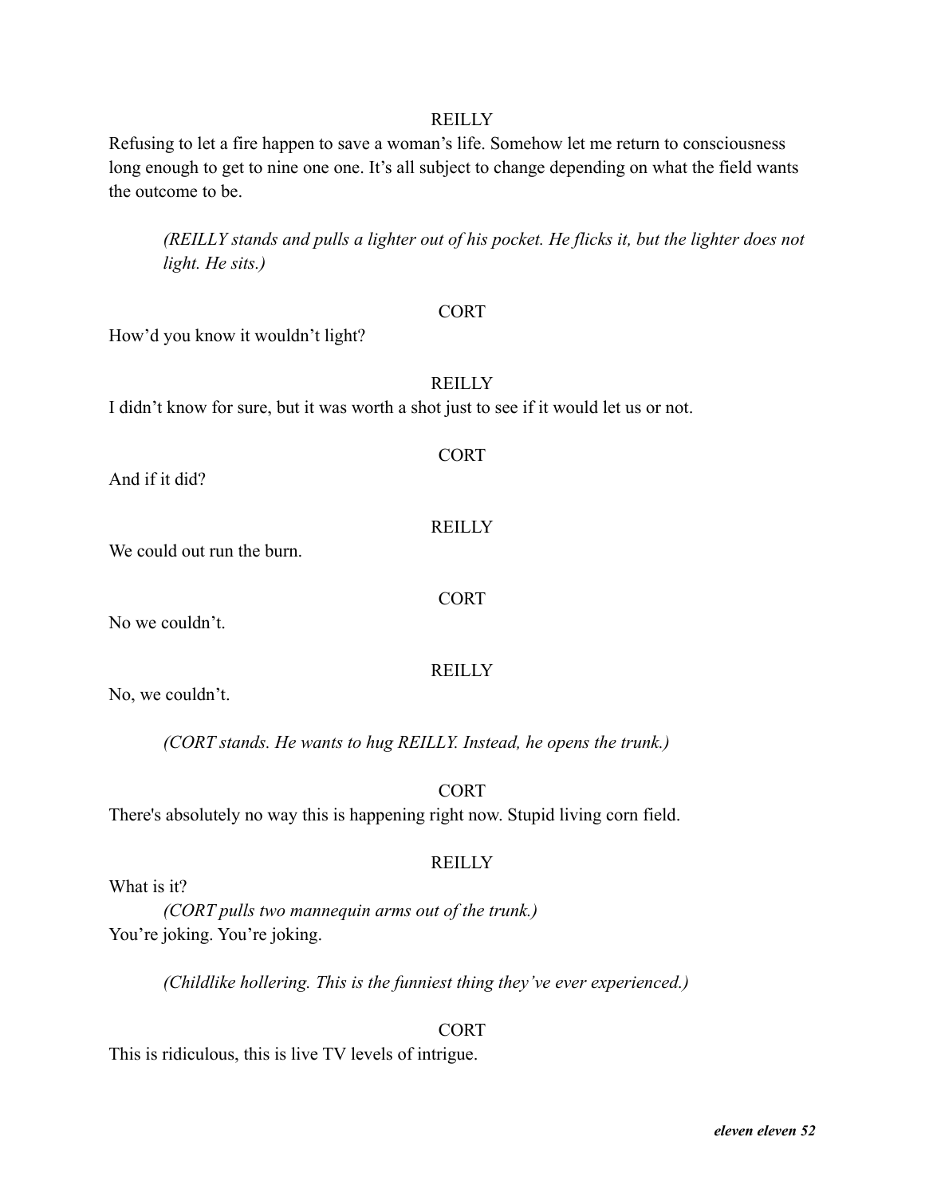REILLY

Refusing to let a fire happen to save a woman's life. Somehow let me return to consciousness long enough to get to nine one one. It's all subject to change depending on what the field wants the outcome to be.

*(REILLY stands and pulls a lighter out of his pocket. He flicks it, but the lighter does not light. He sits.)*

CORT

How'd you know it wouldn't light?

REILLY

I didn't know for sure, but it was worth a shot just to see if it would let us or not.

CORT

And if it did?

REILLY

We could out run the burn.

CORT

No we couldn't.

REILLY

No, we couldn't.

*(CORT stands. He wants to hug REILLY. Instead, he opens the trunk.)*

CORT

There's absolutely no way this is happening right now. Stupid living corn field.

REILLY

What is it?

*(CORT pulls two mannequin arms out of the trunk.)*

You're joking. You're joking.

*(Childlike hollering. This is the funniest thing they've ever experienced.)*

CORT

This is ridiculous, this is live TV levels of intrigue.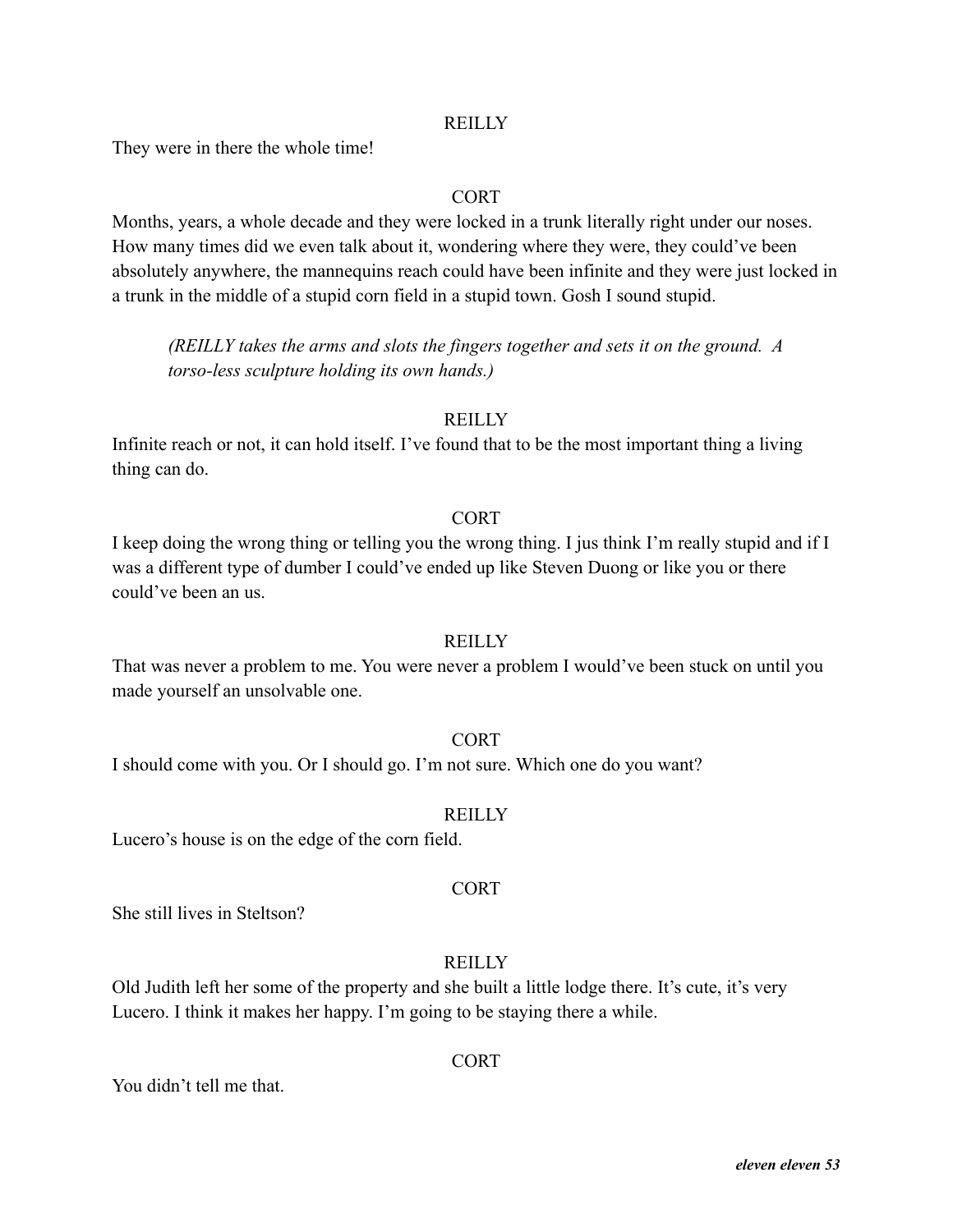REILLY

They were in there the whole time!

CORT

Months, years, a whole decade and they were locked in a trunk literally right under our noses. How many times did we even talk about it, wondering where they were, they could've been absolutely anywhere, the mannequins reach could have been infinite and they were just locked in a trunk in the middle of a stupid corn field in a stupid town. Gosh I sound stupid.

> *(REILLY takes the arms and slots the fingers together and sets it on the ground. A torso-less sculpture holding its own hands.)*

REILLY

Infinite reach or not, it can hold itself. I've found that to be the most important thing a living thing can do.

CORT

I keep doing the wrong thing or telling you the wrong thing. I jus think I'm really stupid and if I was a different type of dumber I could've ended up like Steven Duong or like you or there could've been an us.

REILLY

That was never a problem to me. You were never a problem I would've been stuck on until you made yourself an unsolvable one.

CORT

I should come with you. Or I should go. I'm not sure. Which one do you want?

REILLY

Lucero's house is on the edge of the corn field.

CORT

She still lives in Steltson?

REILLY

Old Judith left her some of the property and she built a little lodge there. It's cute, it's very Lucero. I think it makes her happy. I'm going to be staying there a while.

CORT

You didn't tell me that.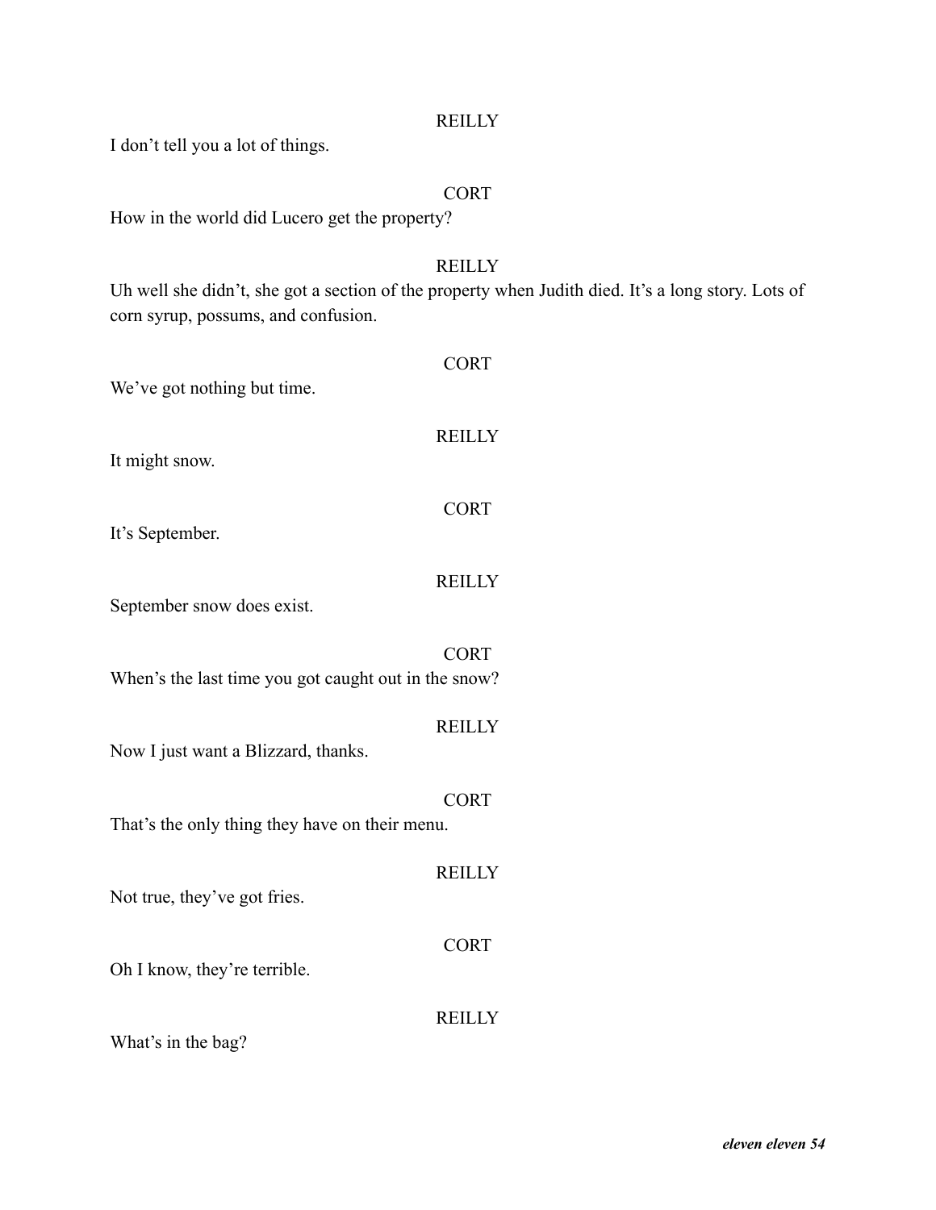REILLY

I don't tell you a lot of things.

CORT

How in the world did Lucero get the property?

REILLY

Uh well she didn't, she got a section of the property when Judith died. It's a long story. Lots of corn syrup, possums, and confusion.

CORT

We've got nothing but time.

REILLY

It might snow.

CORT

It's September.

REILLY

September snow does exist.

CORT

When's the last time you got caught out in the snow?

REILLY

Now I just want a Blizzard, thanks.

CORT

That's the only thing they have on their menu.

REILLY

Not true, they've got fries.

CORT

Oh I know, they're terrible.

REILLY

What's in the bag?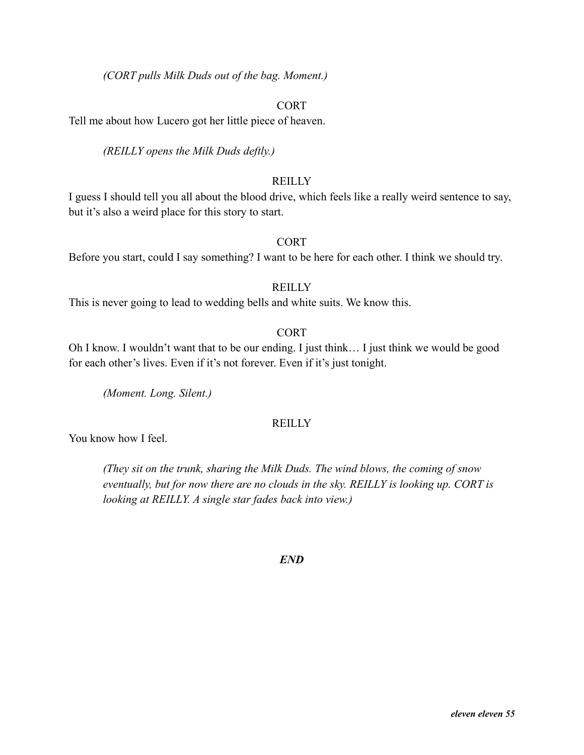*(CORT pulls Milk Duds out of the bag. Moment.)*

CORT

Tell me about how Lucero got her little piece of heaven.

*(REILLY opens the Milk Duds deftly.)*

REILLY

I guess I should tell you all about the blood drive, which feels like a really weird sentence to say, but it's also a weird place for this story to start.

CORT

Before you start, could I say something? I want to be here for each other. I think we should try.

REILLY

This is never going to lead to wedding bells and white suits. We know this.

CORT

Oh I know. I wouldn't want that to be our ending. I just think… I just think we would be good for each other's lives. Even if it's not forever. Even if it's just tonight.

*(Moment. Long. Silent.)*

REILLY

You know how I feel.

*(They sit on the trunk, sharing the Milk Duds. The wind blows, the coming of snow eventually, but for now there are no clouds in the sky. REILLY is looking up. CORT is looking at REILLY. A single star fades back into view.)*

***END***